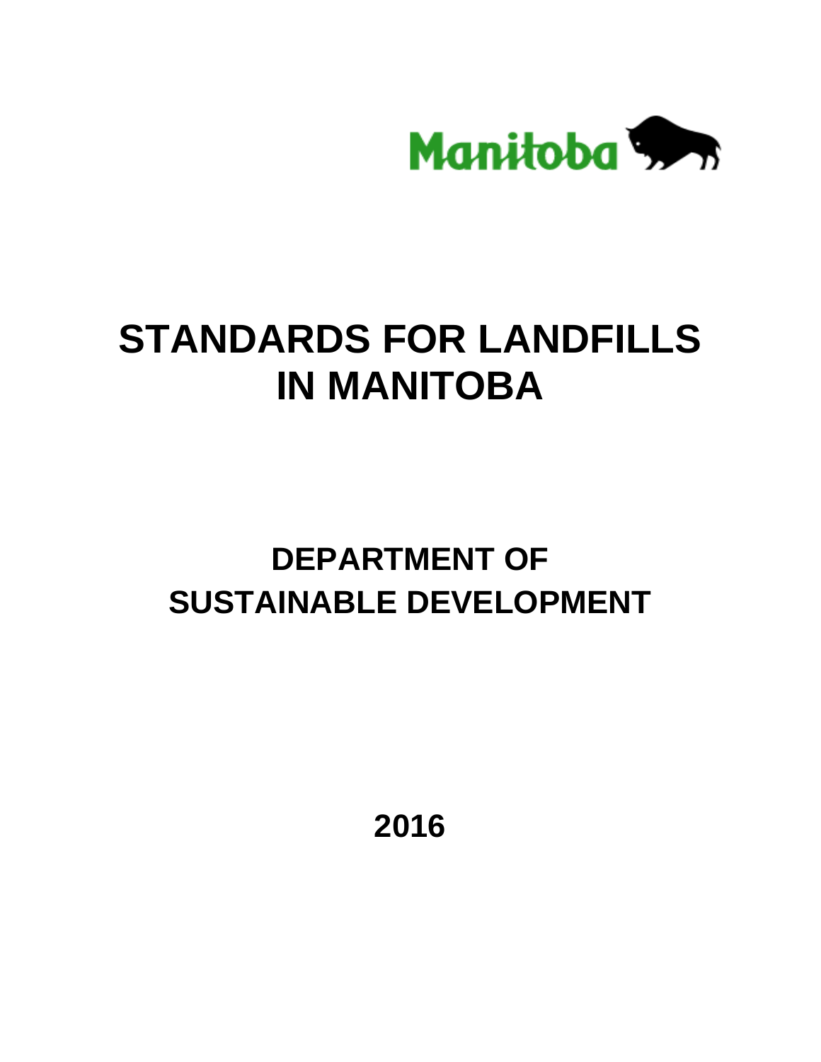Manitoba

# STANDARDS FOR LANDFILLS IN MANITOBA

## DEPARTMENT OF SUSTAINABLE DEVELOPMENT

**2016**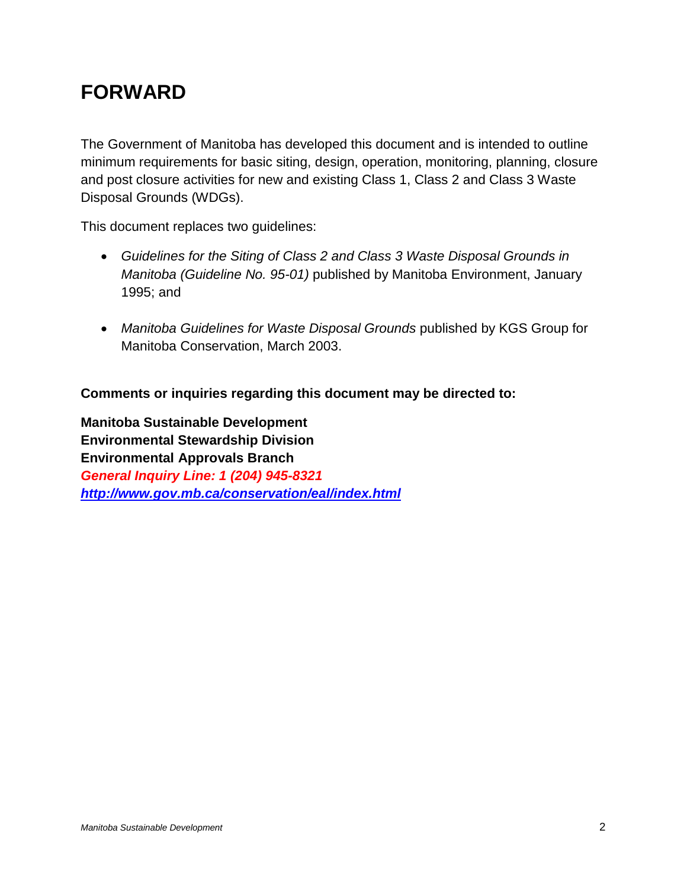# FORWARD

The Government of Manitoba has developed this document and is intended to outline minimum requirements for basic siting, design, operation, monitoring, planning, closure and post closure activities for new and existing Class 1, Class 2 and Class 3 Waste Disposal Grounds (WDGs).

This document replaces two guidelines:

- *Guidelines for the Siting of Class 2 and Class 3 Waste Disposal Grounds in Manitoba (Guideline No. 95-01)* published by Manitoba Environment, January 1995; and
- *Manitoba Guidelines for Waste Disposal Grounds* published by KGS Group for Manitoba Conservation, March 2003.

**Comments or inquiries regarding this document may be directed to:**

**Manitoba Sustainable Development**
**Environmental Stewardship Division**
**Environmental Approvals Branch**
***General Inquiry Line: 1 (204) 945-8321***
***http://www.gov.mb.ca/conservation/eal/index.html***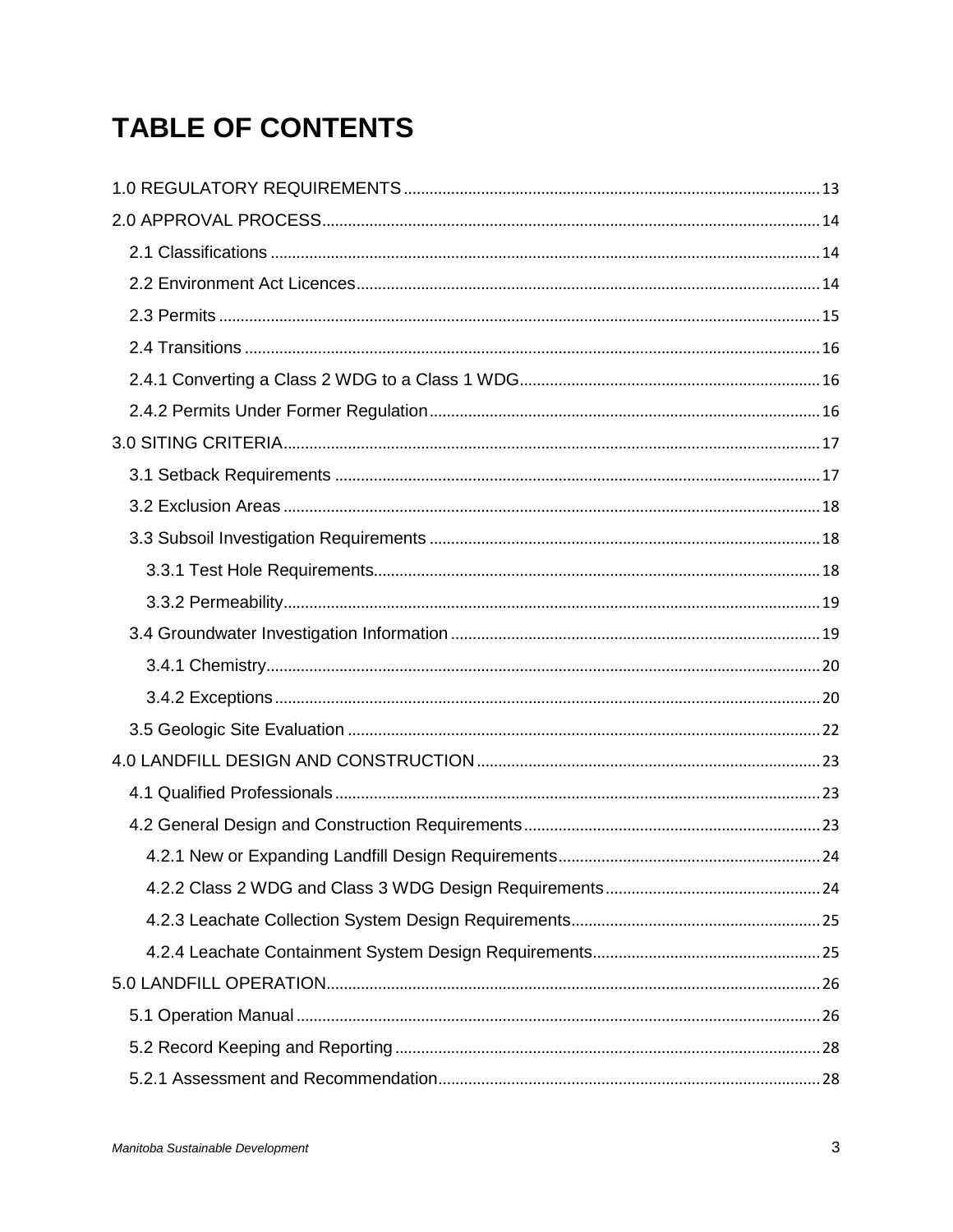# TABLE OF CONTENTS

1.0 REGULATORY REQUIREMENTS ... 13

2.0 APPROVAL PROCESS ... 14

- 2.1 Classifications ... 14
- 2.2 Environment Act Licences ... 14
- 2.3 Permits ... 15
- 2.4 Transitions ... 16
- 2.4.1 Converting a Class 2 WDG to a Class 1 WDG ... 16
- 2.4.2 Permits Under Former Regulation ... 16

3.0 SITING CRITERIA ... 17

- 3.1 Setback Requirements ... 17
- 3.2 Exclusion Areas ... 18
- 3.3 Subsoil Investigation Requirements ... 18
  - 3.3.1 Test Hole Requirements ... 18
  - 3.3.2 Permeability ... 19
- 3.4 Groundwater Investigation Information ... 19
  - 3.4.1 Chemistry ... 20
  - 3.4.2 Exceptions ... 20
- 3.5 Geologic Site Evaluation ... 22

4.0 LANDFILL DESIGN AND CONSTRUCTION ... 23

- 4.1 Qualified Professionals ... 23
- 4.2 General Design and Construction Requirements ... 23
  - 4.2.1 New or Expanding Landfill Design Requirements ... 24
  - 4.2.2 Class 2 WDG and Class 3 WDG Design Requirements ... 24
  - 4.2.3 Leachate Collection System Design Requirements ... 25
  - 4.2.4 Leachate Containment System Design Requirements ... 25

5.0 LANDFILL OPERATION ... 26

- 5.1 Operation Manual ... 26
- 5.2 Record Keeping and Reporting ... 28
- 5.2.1 Assessment and Recommendation ... 28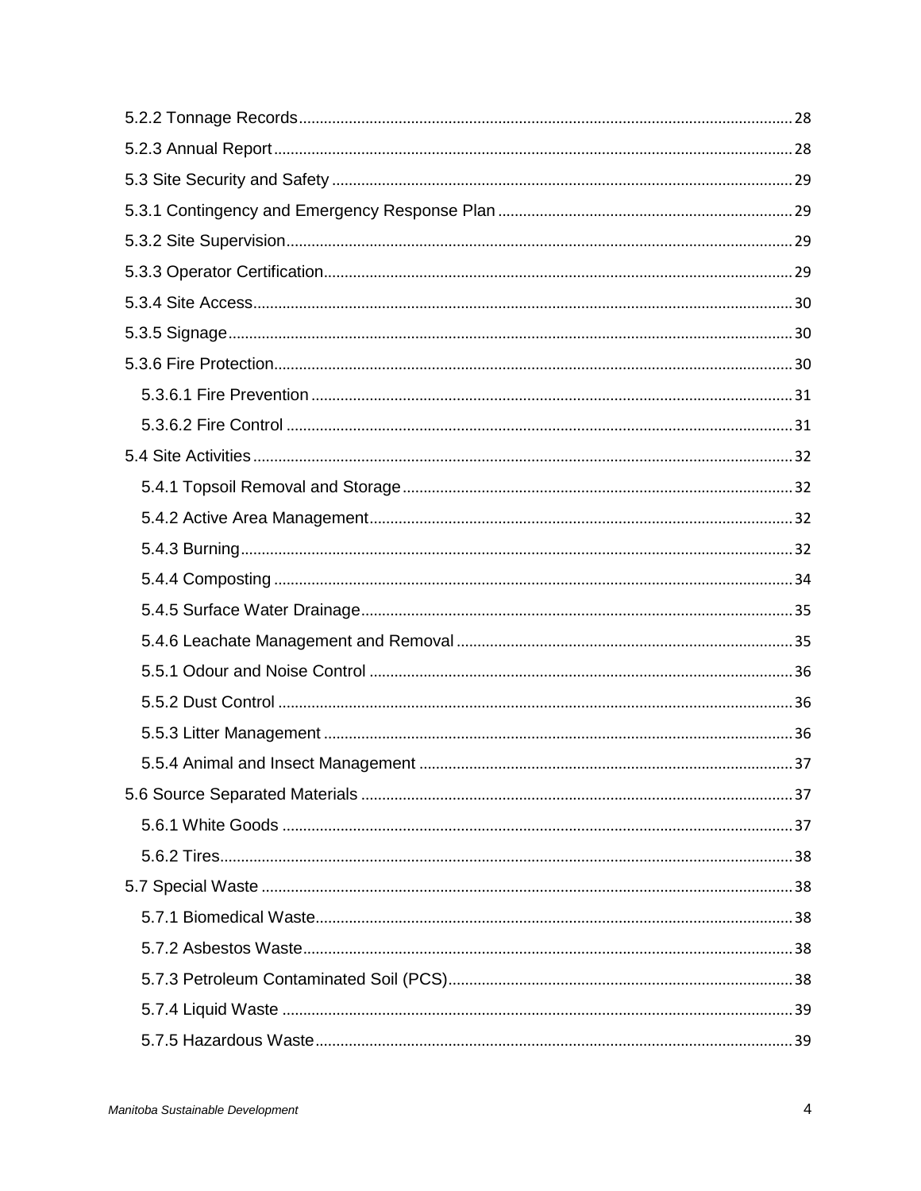5.2.2 Tonnage Records ..... 28

5.2.3 Annual Report ..... 28

5.3 Site Security and Safety ..... 29

5.3.1 Contingency and Emergency Response Plan ..... 29

5.3.2 Site Supervision ..... 29

5.3.3 Operator Certification ..... 29

5.3.4 Site Access ..... 30

5.3.5 Signage ..... 30

5.3.6 Fire Protection ..... 30

- 5.3.6.1 Fire Prevention ..... 31
- 5.3.6.2 Fire Control ..... 31

5.4 Site Activities ..... 32

- 5.4.1 Topsoil Removal and Storage ..... 32
- 5.4.2 Active Area Management ..... 32
- 5.4.3 Burning ..... 32
- 5.4.4 Composting ..... 34
- 5.4.5 Surface Water Drainage ..... 35
- 5.4.6 Leachate Management and Removal ..... 35
- 5.5.1 Odour and Noise Control ..... 36
- 5.5.2 Dust Control ..... 36
- 5.5.3 Litter Management ..... 36
- 5.5.4 Animal and Insect Management ..... 37

5.6 Source Separated Materials ..... 37

- 5.6.1 White Goods ..... 37
- 5.6.2 Tires ..... 38

5.7 Special Waste ..... 38

- 5.7.1 Biomedical Waste ..... 38
- 5.7.2 Asbestos Waste ..... 38
- 5.7.3 Petroleum Contaminated Soil (PCS) ..... 38
- 5.7.4 Liquid Waste ..... 39
- 5.7.5 Hazardous Waste ..... 39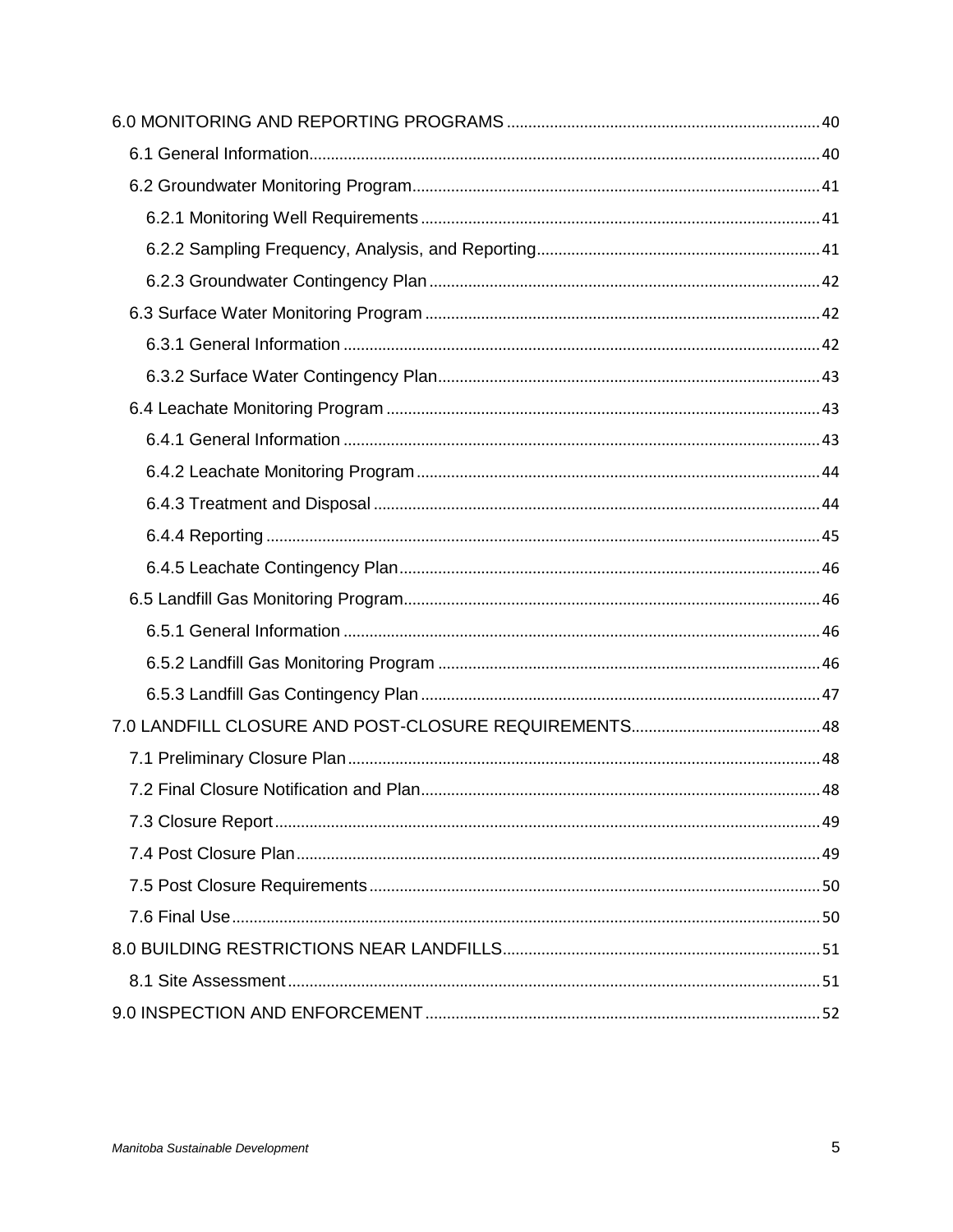6.0 MONITORING AND REPORTING PROGRAMS ........................................................................ 40

6.1 General Information ...................................................................................................... 40

6.2 Groundwater Monitoring Program .............................................................................. 41

6.2.1 Monitoring Well Requirements ............................................................................ 41

6.2.2 Sampling Frequency, Analysis, and Reporting .................................................. 41

6.2.3 Groundwater Contingency Plan .......................................................................... 42

6.3 Surface Water Monitoring Program ........................................................................... 42

6.3.1 General Information .............................................................................................. 42

6.3.2 Surface Water Contingency Plan ........................................................................ 43

6.4 Leachate Monitoring Program .................................................................................... 43

6.4.1 General Information .............................................................................................. 43

6.4.2 Leachate Monitoring Program ............................................................................. 44

6.4.3 Treatment and Disposal ....................................................................................... 44

6.4.4 Reporting ................................................................................................................ 45

6.4.5 Leachate Contingency Plan ................................................................................. 46

6.5 Landfill Gas Monitoring Program ................................................................................ 46

6.5.1 General Information .............................................................................................. 46

6.5.2 Landfill Gas Monitoring Program ........................................................................ 46

6.5.3 Landfill Gas Contingency Plan ............................................................................ 47

7.0 LANDFILL CLOSURE AND POST-CLOSURE REQUIREMENTS ............................................ 48

7.1 Preliminary Closure Plan ............................................................................................. 48

7.2 Final Closure Notification and Plan ............................................................................ 48

7.3 Closure Report .............................................................................................................. 49

7.4 Post Closure Plan ......................................................................................................... 49

7.5 Post Closure Requirements ........................................................................................ 50

7.6 Final Use ........................................................................................................................ 50

8.0 BUILDING RESTRICTIONS NEAR LANDFILLS .......................................................................... 51

8.1 Site Assessment ........................................................................................................... 51

9.0 INSPECTION AND ENFORCEMENT ........................................................................................... 52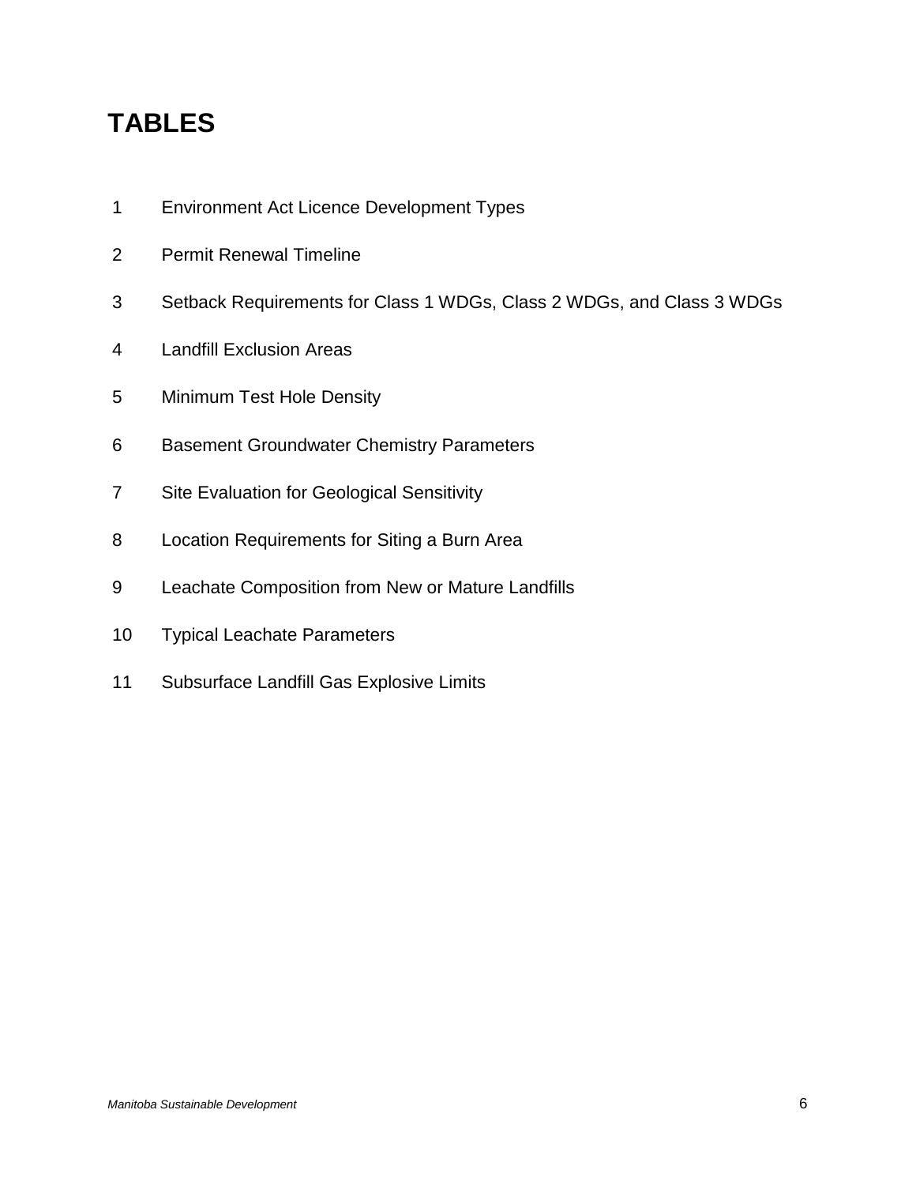# TABLES

1 Environment Act Licence Development Types

2 Permit Renewal Timeline

3 Setback Requirements for Class 1 WDGs, Class 2 WDGs, and Class 3 WDGs

4 Landfill Exclusion Areas

5 Minimum Test Hole Density

6 Basement Groundwater Chemistry Parameters

7 Site Evaluation for Geological Sensitivity

8 Location Requirements for Siting a Burn Area

9 Leachate Composition from New or Mature Landfills

10 Typical Leachate Parameters

11 Subsurface Landfill Gas Explosive Limits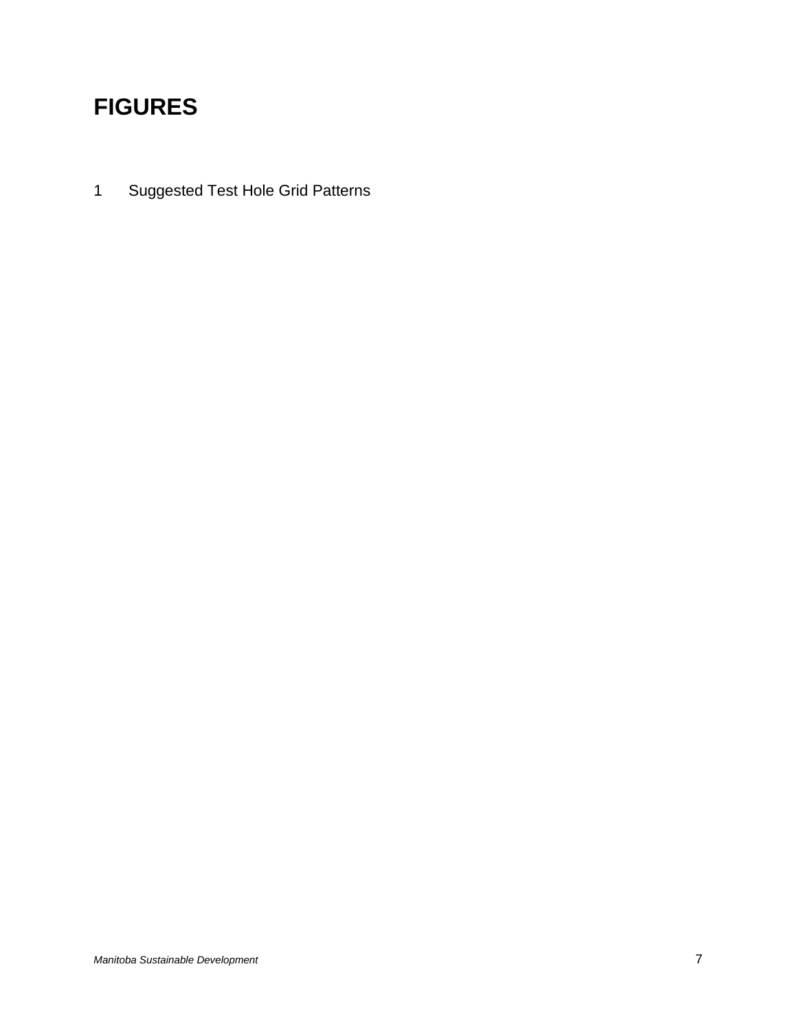# FIGURES

1 Suggested Test Hole Grid Patterns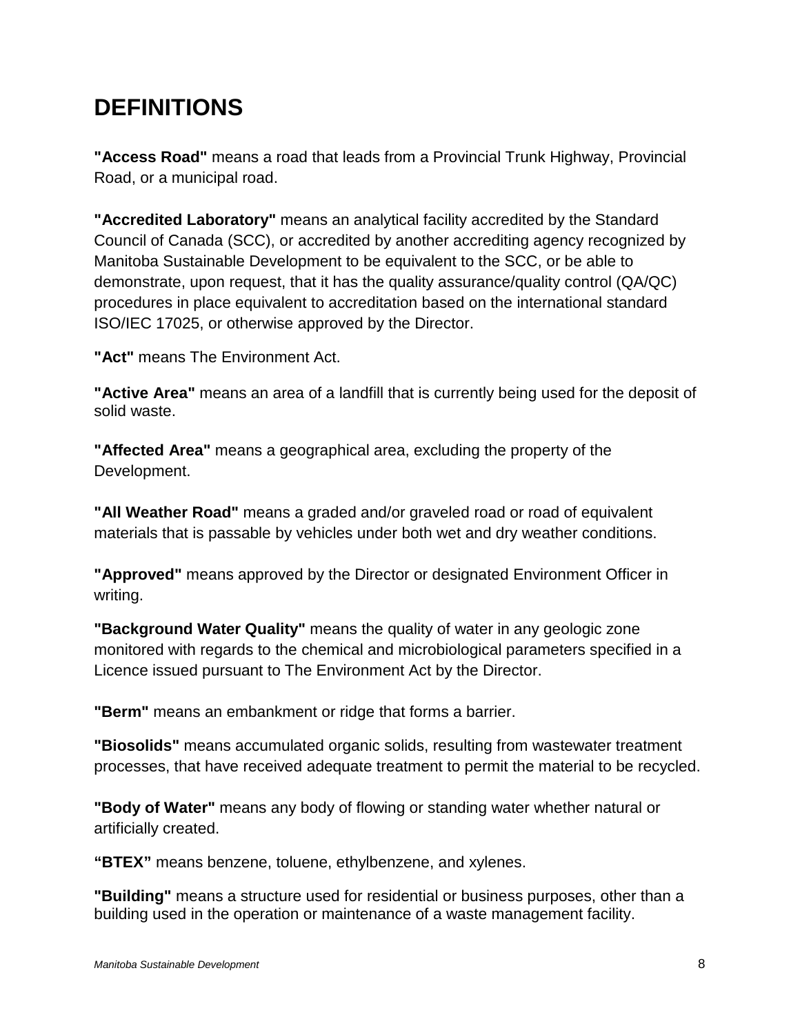# DEFINITIONS

**"Access Road"** means a road that leads from a Provincial Trunk Highway, Provincial Road, or a municipal road.

**"Accredited Laboratory"** means an analytical facility accredited by the Standard Council of Canada (SCC), or accredited by another accrediting agency recognized by Manitoba Sustainable Development to be equivalent to the SCC, or be able to demonstrate, upon request, that it has the quality assurance/quality control (QA/QC) procedures in place equivalent to accreditation based on the international standard ISO/IEC 17025, or otherwise approved by the Director.

**"Act"** means The Environment Act.

**"Active Area"** means an area of a landfill that is currently being used for the deposit of solid waste.

**"Affected Area"** means a geographical area, excluding the property of the Development.

**"All Weather Road"** means a graded and/or graveled road or road of equivalent materials that is passable by vehicles under both wet and dry weather conditions.

**"Approved"** means approved by the Director or designated Environment Officer in writing.

**"Background Water Quality"** means the quality of water in any geologic zone monitored with regards to the chemical and microbiological parameters specified in a Licence issued pursuant to The Environment Act by the Director.

**"Berm"** means an embankment or ridge that forms a barrier.

**"Biosolids"** means accumulated organic solids, resulting from wastewater treatment processes, that have received adequate treatment to permit the material to be recycled.

**"Body of Water"** means any body of flowing or standing water whether natural or artificially created.

**"BTEX"** means benzene, toluene, ethylbenzene, and xylenes.

**"Building"** means a structure used for residential or business purposes, other than a building used in the operation or maintenance of a waste management facility.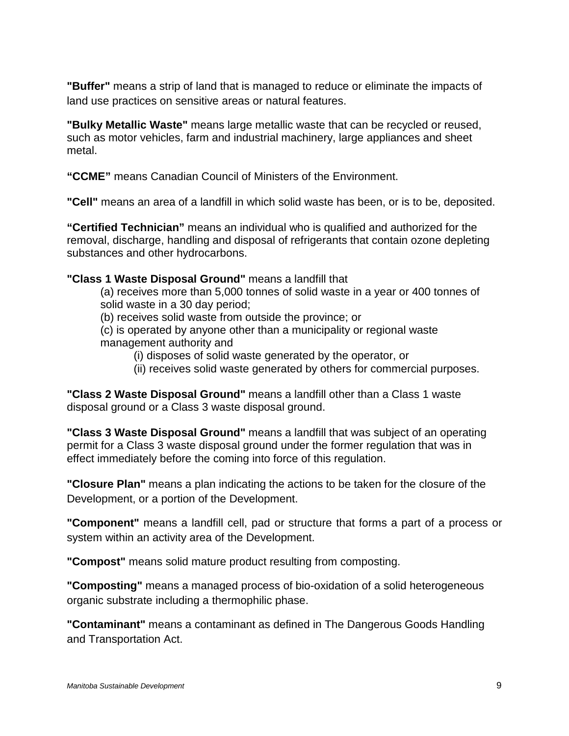**"Buffer"** means a strip of land that is managed to reduce or eliminate the impacts of land use practices on sensitive areas or natural features.

**"Bulky Metallic Waste"** means large metallic waste that can be recycled or reused, such as motor vehicles, farm and industrial machinery, large appliances and sheet metal.

**"CCME"** means Canadian Council of Ministers of the Environment.

**"Cell"** means an area of a landfill in which solid waste has been, or is to be, deposited.

**"Certified Technician"** means an individual who is qualified and authorized for the removal, discharge, handling and disposal of refrigerants that contain ozone depleting substances and other hydrocarbons.

**"Class 1 Waste Disposal Ground"** means a landfill that

(a) receives more than 5,000 tonnes of solid waste in a year or 400 tonnes of solid waste in a 30 day period;

(b) receives solid waste from outside the province; or

(c) is operated by anyone other than a municipality or regional waste management authority and

(i) disposes of solid waste generated by the operator, or

(ii) receives solid waste generated by others for commercial purposes.

**"Class 2 Waste Disposal Ground"** means a landfill other than a Class 1 waste disposal ground or a Class 3 waste disposal ground.

**"Class 3 Waste Disposal Ground"** means a landfill that was subject of an operating permit for a Class 3 waste disposal ground under the former regulation that was in effect immediately before the coming into force of this regulation.

**"Closure Plan"** means a plan indicating the actions to be taken for the closure of the Development, or a portion of the Development.

**"Component"** means a landfill cell, pad or structure that forms a part of a process or system within an activity area of the Development.

**"Compost"** means solid mature product resulting from composting.

**"Composting"** means a managed process of bio-oxidation of a solid heterogeneous organic substrate including a thermophilic phase.

**"Contaminant"** means a contaminant as defined in The Dangerous Goods Handling and Transportation Act.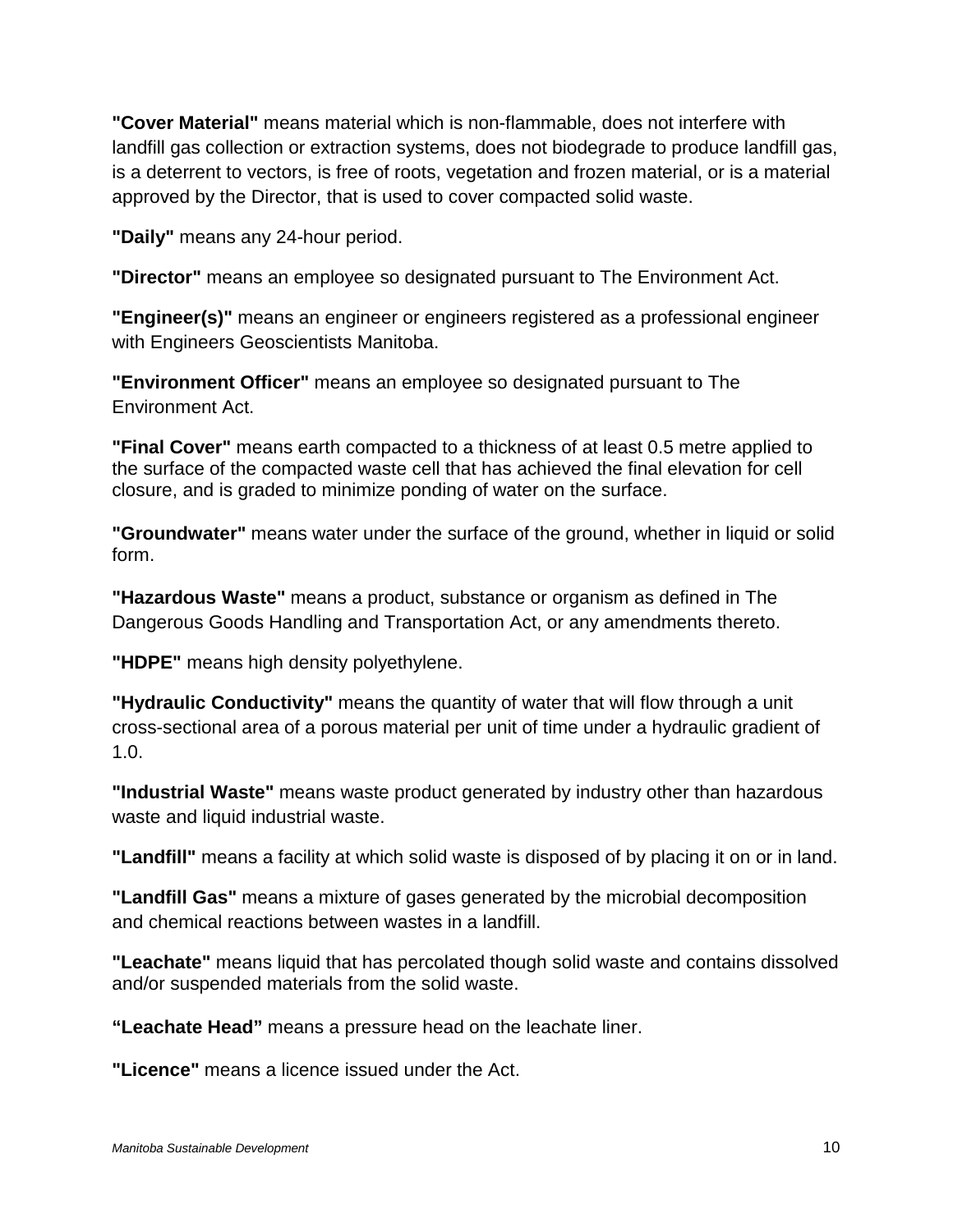**"Cover Material"** means material which is non-flammable, does not interfere with landfill gas collection or extraction systems, does not biodegrade to produce landfill gas, is a deterrent to vectors, is free of roots, vegetation and frozen material, or is a material approved by the Director, that is used to cover compacted solid waste.

**"Daily"** means any 24-hour period.

**"Director"** means an employee so designated pursuant to The Environment Act.

**"Engineer(s)"** means an engineer or engineers registered as a professional engineer with Engineers Geoscientists Manitoba.

**"Environment Officer"** means an employee so designated pursuant to The Environment Act.

**"Final Cover"** means earth compacted to a thickness of at least 0.5 metre applied to the surface of the compacted waste cell that has achieved the final elevation for cell closure, and is graded to minimize ponding of water on the surface.

**"Groundwater"** means water under the surface of the ground, whether in liquid or solid form.

**"Hazardous Waste"** means a product, substance or organism as defined in The Dangerous Goods Handling and Transportation Act, or any amendments thereto.

**"HDPE"** means high density polyethylene.

**"Hydraulic Conductivity"** means the quantity of water that will flow through a unit cross-sectional area of a porous material per unit of time under a hydraulic gradient of 1.0.

**"Industrial Waste"** means waste product generated by industry other than hazardous waste and liquid industrial waste.

**"Landfill"** means a facility at which solid waste is disposed of by placing it on or in land.

**"Landfill Gas"** means a mixture of gases generated by the microbial decomposition and chemical reactions between wastes in a landfill.

**"Leachate"** means liquid that has percolated though solid waste and contains dissolved and/or suspended materials from the solid waste.

**"Leachate Head"** means a pressure head on the leachate liner.

**"Licence"** means a licence issued under the Act.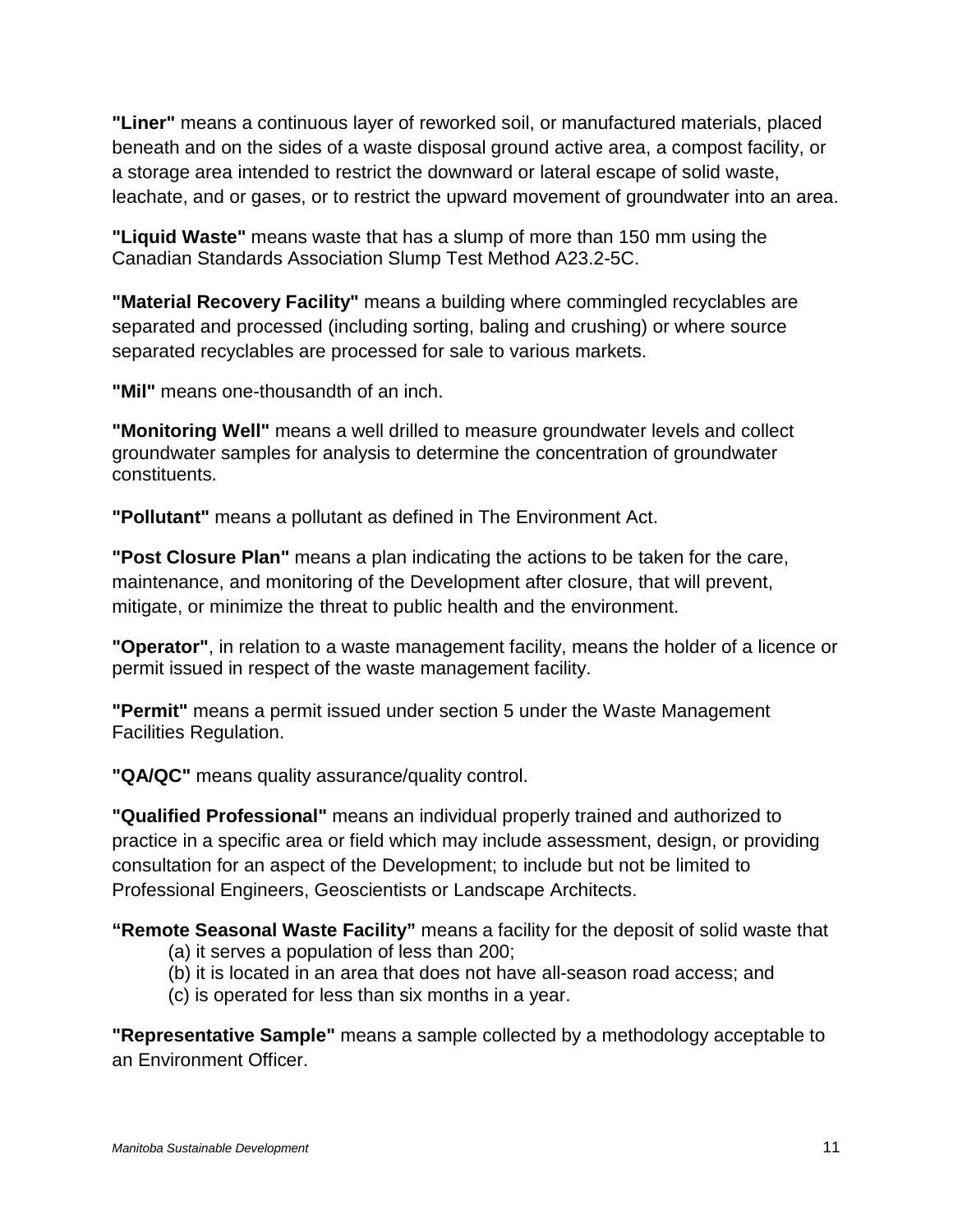**"Liner"** means a continuous layer of reworked soil, or manufactured materials, placed beneath and on the sides of a waste disposal ground active area, a compost facility, or a storage area intended to restrict the downward or lateral escape of solid waste, leachate, and or gases, or to restrict the upward movement of groundwater into an area.

**"Liquid Waste"** means waste that has a slump of more than 150 mm using the Canadian Standards Association Slump Test Method A23.2-5C.

**"Material Recovery Facility"** means a building where commingled recyclables are separated and processed (including sorting, baling and crushing) or where source separated recyclables are processed for sale to various markets.

**"Mil"** means one-thousandth of an inch.

**"Monitoring Well"** means a well drilled to measure groundwater levels and collect groundwater samples for analysis to determine the concentration of groundwater constituents.

**"Pollutant"** means a pollutant as defined in The Environment Act.

**"Post Closure Plan"** means a plan indicating the actions to be taken for the care, maintenance, and monitoring of the Development after closure, that will prevent, mitigate, or minimize the threat to public health and the environment.

**"Operator"**, in relation to a waste management facility, means the holder of a licence or permit issued in respect of the waste management facility.

**"Permit"** means a permit issued under section 5 under the Waste Management Facilities Regulation.

**"QA/QC"** means quality assurance/quality control.

**"Qualified Professional"** means an individual properly trained and authorized to practice in a specific area or field which may include assessment, design, or providing consultation for an aspect of the Development; to include but not be limited to Professional Engineers, Geoscientists or Landscape Architects.

**"Remote Seasonal Waste Facility"** means a facility for the deposit of solid waste that

(a) it serves a population of less than 200;
(b) it is located in an area that does not have all-season road access; and
(c) is operated for less than six months in a year.

**"Representative Sample"** means a sample collected by a methodology acceptable to an Environment Officer.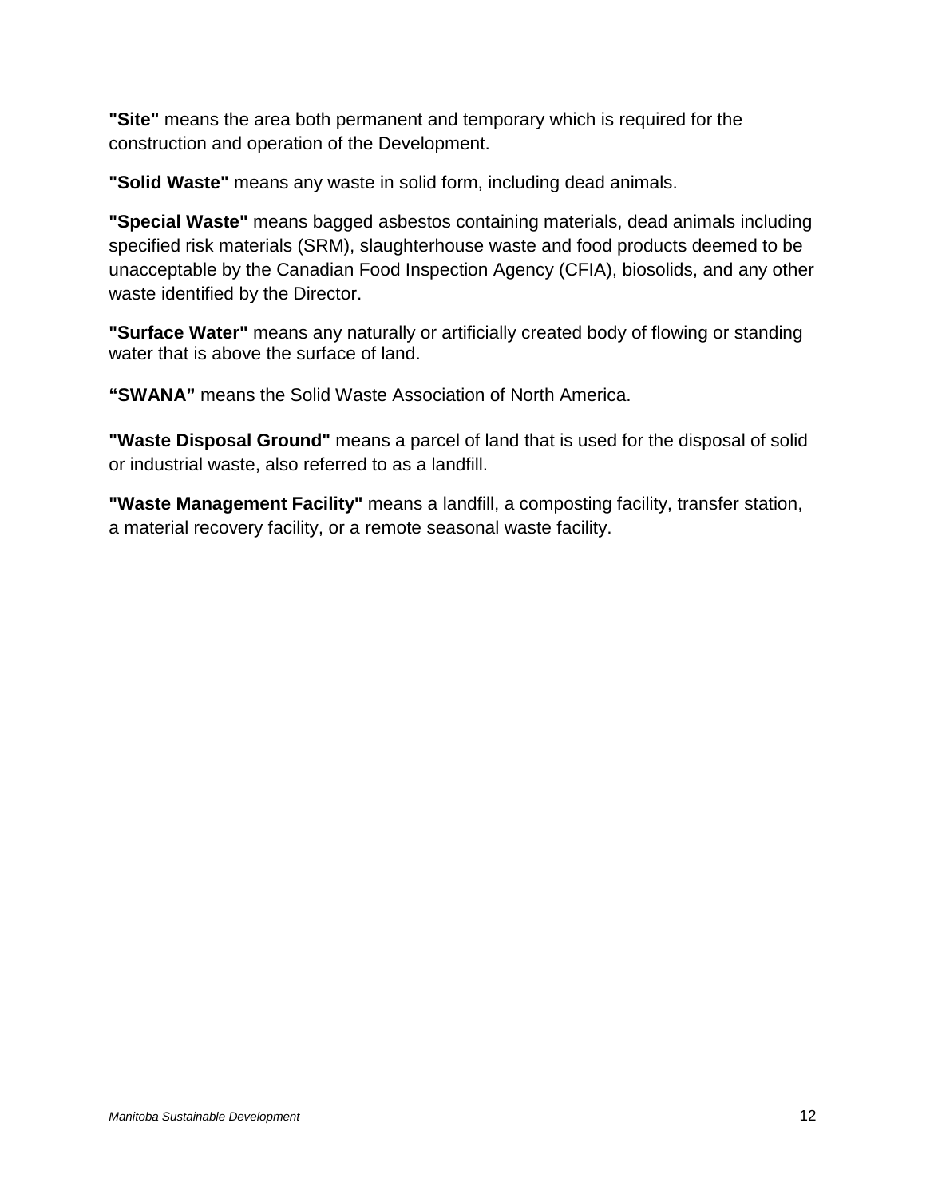**"Site"** means the area both permanent and temporary which is required for the construction and operation of the Development.

**"Solid Waste"** means any waste in solid form, including dead animals.

**"Special Waste"** means bagged asbestos containing materials, dead animals including specified risk materials (SRM), slaughterhouse waste and food products deemed to be unacceptable by the Canadian Food Inspection Agency (CFIA), biosolids, and any other waste identified by the Director.

**"Surface Water"** means any naturally or artificially created body of flowing or standing water that is above the surface of land.

**“SWANA”** means the Solid Waste Association of North America.

**"Waste Disposal Ground"** means a parcel of land that is used for the disposal of solid or industrial waste, also referred to as a landfill.

**"Waste Management Facility"** means a landfill, a composting facility, transfer station, a material recovery facility, or a remote seasonal waste facility.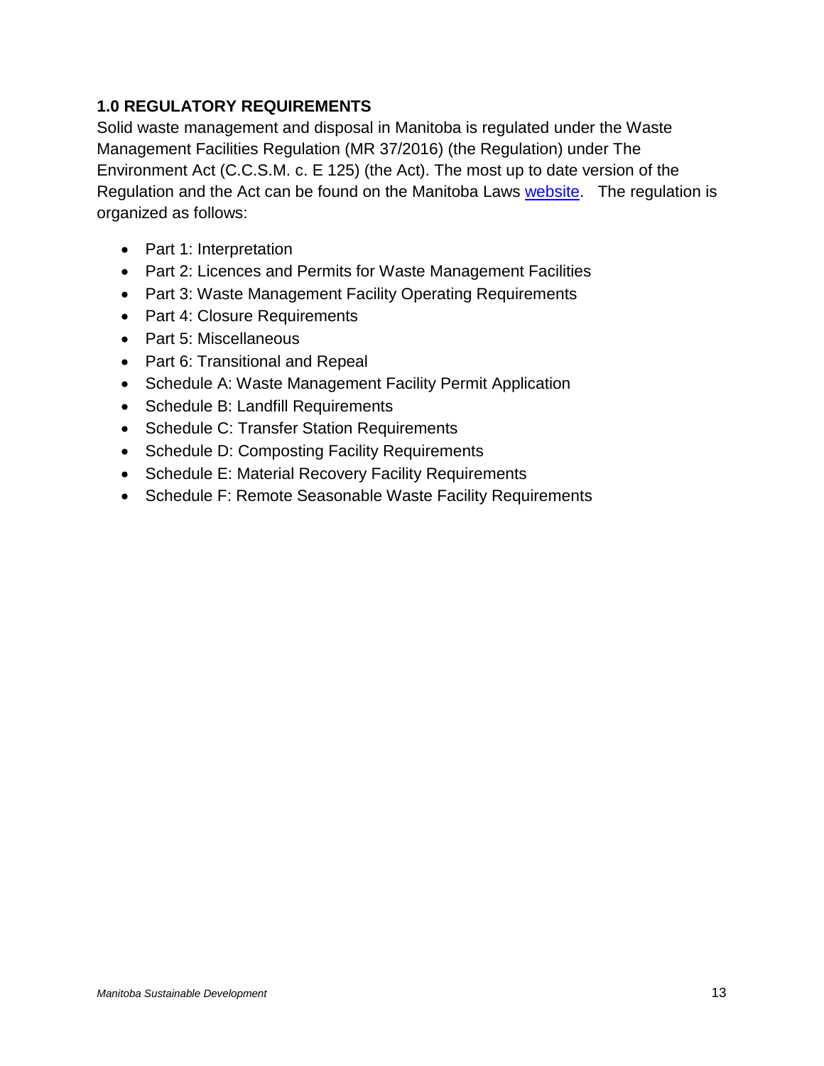## 1.0 REGULATORY REQUIREMENTS

Solid waste management and disposal in Manitoba is regulated under the Waste Management Facilities Regulation (MR 37/2016) (the Regulation) under The Environment Act (C.C.S.M. c. E 125) (the Act). The most up to date version of the Regulation and the Act can be found on the Manitoba Laws website. The regulation is organized as follows:

- Part 1: Interpretation
- Part 2: Licences and Permits for Waste Management Facilities
- Part 3: Waste Management Facility Operating Requirements
- Part 4: Closure Requirements
- Part 5: Miscellaneous
- Part 6: Transitional and Repeal
- Schedule A: Waste Management Facility Permit Application
- Schedule B: Landfill Requirements
- Schedule C: Transfer Station Requirements
- Schedule D: Composting Facility Requirements
- Schedule E: Material Recovery Facility Requirements
- Schedule F: Remote Seasonable Waste Facility Requirements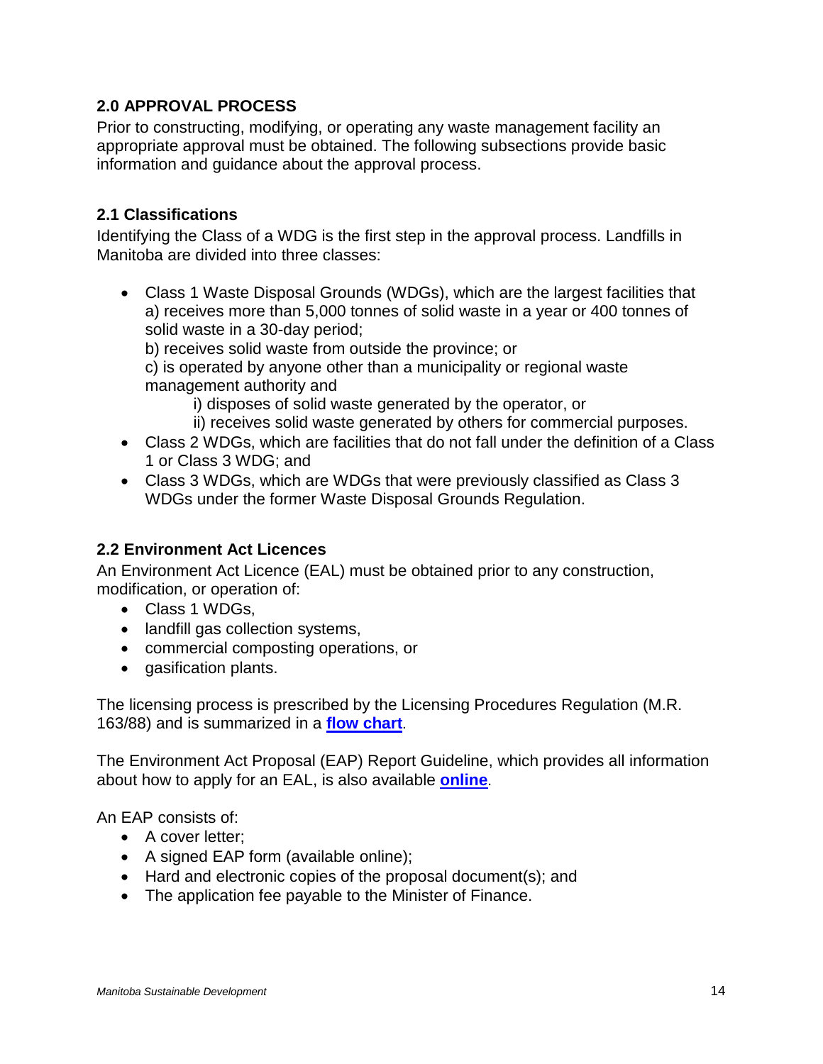## 2.0 APPROVAL PROCESS

Prior to constructing, modifying, or operating any waste management facility an appropriate approval must be obtained. The following subsections provide basic information and guidance about the approval process.

### 2.1 Classifications

Identifying the Class of a WDG is the first step in the approval process. Landfills in Manitoba are divided into three classes:

- Class 1 Waste Disposal Grounds (WDGs), which are the largest facilities that
  a) receives more than 5,000 tonnes of solid waste in a year or 400 tonnes of solid waste in a 30-day period;
  b) receives solid waste from outside the province; or
  c) is operated by anyone other than a municipality or regional waste management authority and
    - i) disposes of solid waste generated by the operator, or
    - ii) receives solid waste generated by others for commercial purposes.
- Class 2 WDGs, which are facilities that do not fall under the definition of a Class 1 or Class 3 WDG; and
- Class 3 WDGs, which are WDGs that were previously classified as Class 3 WDGs under the former Waste Disposal Grounds Regulation.

### 2.2 Environment Act Licences

An Environment Act Licence (EAL) must be obtained prior to any construction, modification, or operation of:

- Class 1 WDGs,
- landfill gas collection systems,
- commercial composting operations, or
- gasification plants.

The licensing process is prescribed by the Licensing Procedures Regulation (M.R. 163/88) and is summarized in a **flow chart**.

The Environment Act Proposal (EAP) Report Guideline, which provides all information about how to apply for an EAL, is also available **online**.

An EAP consists of:

- A cover letter;
- A signed EAP form (available online);
- Hard and electronic copies of the proposal document(s); and
- The application fee payable to the Minister of Finance.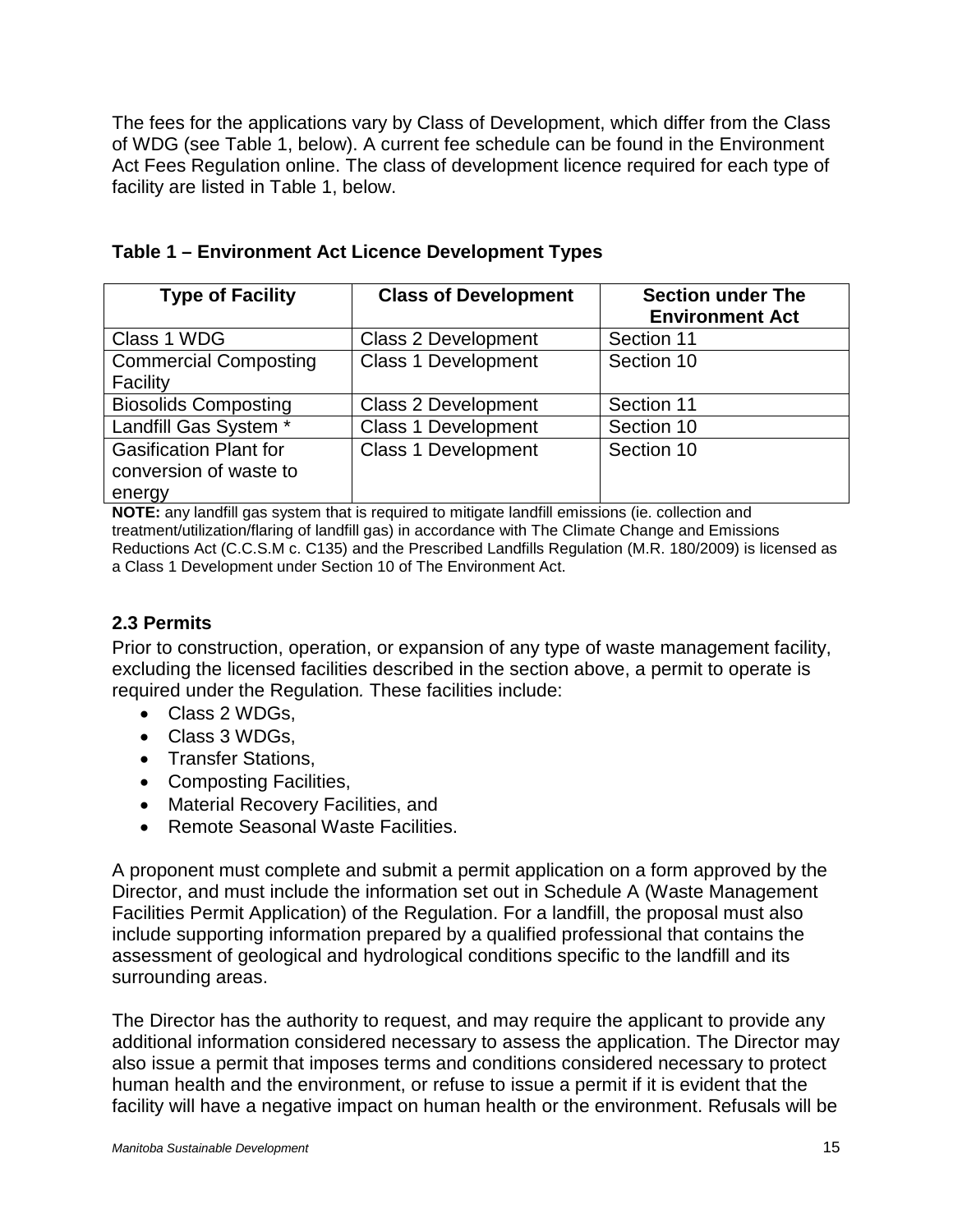The fees for the applications vary by Class of Development, which differ from the Class of WDG (see Table 1, below). A current fee schedule can be found in the Environment Act Fees Regulation online. The class of development licence required for each type of facility are listed in Table 1, below.

**Table 1 – Environment Act Licence Development Types**

| Type of Facility | Class of Development | Section under The Environment Act |
|---|---|---|
| Class 1 WDG | Class 2 Development | Section 11 |
| Commercial Composting Facility | Class 1 Development | Section 10 |
| Biosolids Composting | Class 2 Development | Section 11 |
| Landfill Gas System * | Class 1 Development | Section 10 |
| Gasification Plant for conversion of waste to energy | Class 1 Development | Section 10 |

**NOTE:** any landfill gas system that is required to mitigate landfill emissions (ie. collection and treatment/utilization/flaring of landfill gas) in accordance with The Climate Change and Emissions Reductions Act (C.C.S.M c. C135) and the Prescribed Landfills Regulation (M.R. 180/2009) is licensed as a Class 1 Development under Section 10 of The Environment Act.

### 2.3 Permits

Prior to construction, operation, or expansion of any type of waste management facility, excluding the licensed facilities described in the section above, a permit to operate is required under the Regulation*.* These facilities include:

- Class 2 WDGs,
- Class 3 WDGs,
- Transfer Stations,
- Composting Facilities,
- Material Recovery Facilities, and
- Remote Seasonal Waste Facilities.

A proponent must complete and submit a permit application on a form approved by the Director, and must include the information set out in Schedule A (Waste Management Facilities Permit Application) of the Regulation. For a landfill, the proposal must also include supporting information prepared by a qualified professional that contains the assessment of geological and hydrological conditions specific to the landfill and its surrounding areas.

The Director has the authority to request, and may require the applicant to provide any additional information considered necessary to assess the application. The Director may also issue a permit that imposes terms and conditions considered necessary to protect human health and the environment, or refuse to issue a permit if it is evident that the facility will have a negative impact on human health or the environment. Refusals will be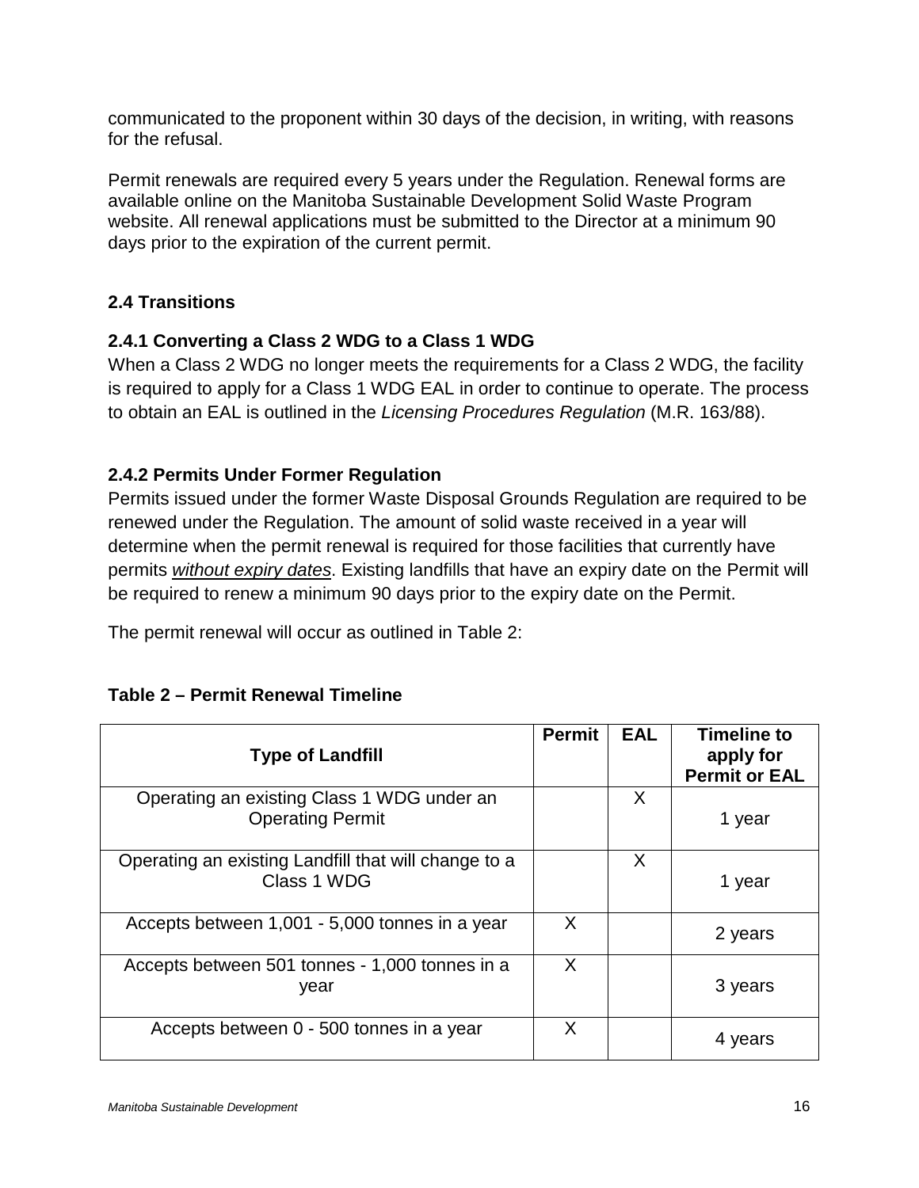communicated to the proponent within 30 days of the decision, in writing, with reasons for the refusal.

Permit renewals are required every 5 years under the Regulation. Renewal forms are available online on the Manitoba Sustainable Development Solid Waste Program website. All renewal applications must be submitted to the Director at a minimum 90 days prior to the expiration of the current permit.

## 2.4 Transitions

### 2.4.1 Converting a Class 2 WDG to a Class 1 WDG

When a Class 2 WDG no longer meets the requirements for a Class 2 WDG, the facility is required to apply for a Class 1 WDG EAL in order to continue to operate. The process to obtain an EAL is outlined in the *Licensing Procedures Regulation* (M.R. 163/88).

### 2.4.2 Permits Under Former Regulation

Permits issued under the former Waste Disposal Grounds Regulation are required to be renewed under the Regulation. The amount of solid waste received in a year will determine when the permit renewal is required for those facilities that currently have permits *without expiry dates*. Existing landfills that have an expiry date on the Permit will be required to renew a minimum 90 days prior to the expiry date on the Permit.

The permit renewal will occur as outlined in Table 2:

**Table 2 – Permit Renewal Timeline**

| Type of Landfill | Permit | EAL | Timeline to apply for Permit or EAL |
|---|---|---|---|
| Operating an existing Class 1 WDG under an Operating Permit | | X | 1 year |
| Operating an existing Landfill that will change to a Class 1 WDG | | X | 1 year |
| Accepts between 1,001 - 5,000 tonnes in a year | X | | 2 years |
| Accepts between 501 tonnes - 1,000 tonnes in a year | X | | 3 years |
| Accepts between 0 - 500 tonnes in a year | X | | 4 years |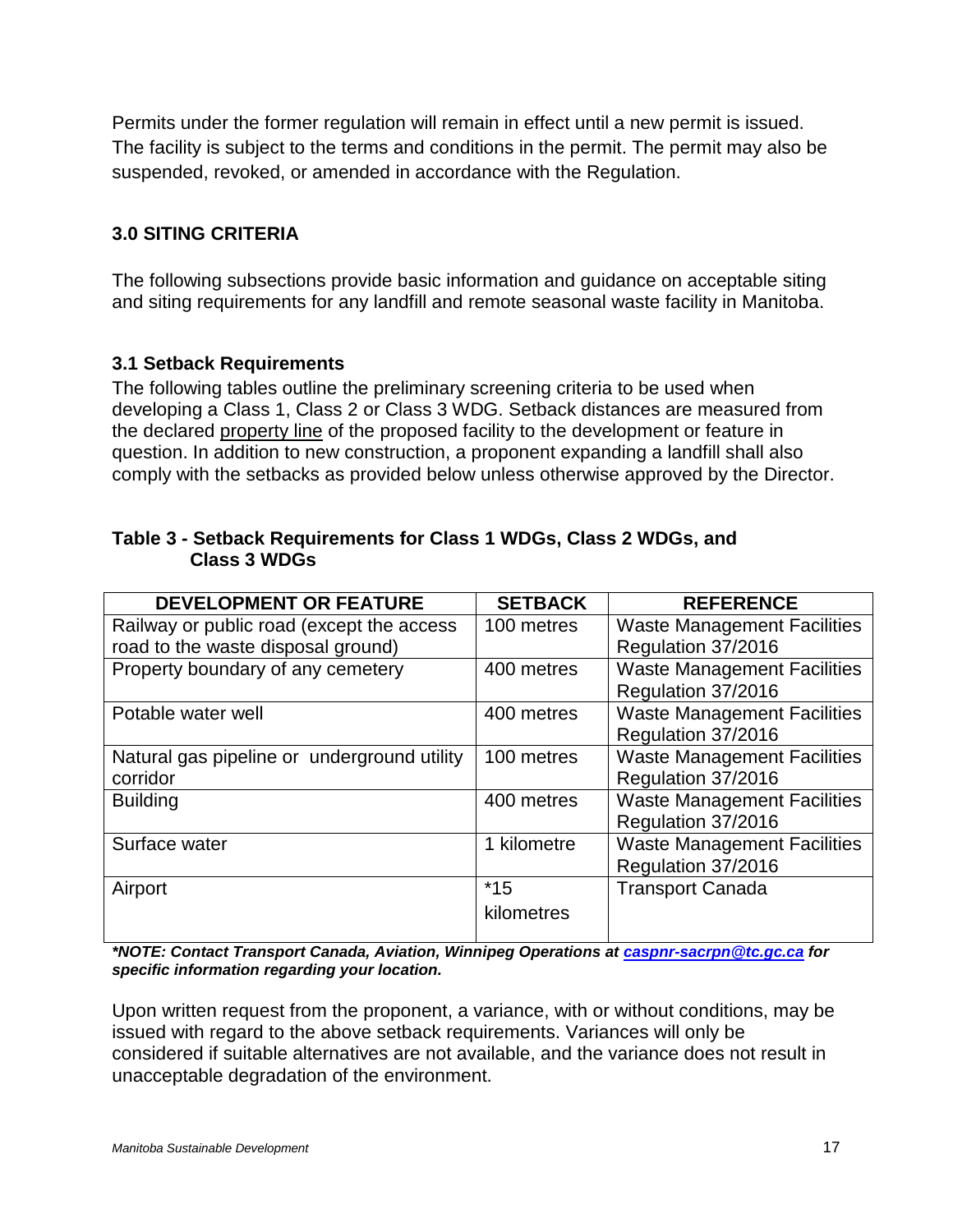Permits under the former regulation will remain in effect until a new permit is issued. The facility is subject to the terms and conditions in the permit. The permit may also be suspended, revoked, or amended in accordance with the Regulation.

## 3.0 SITING CRITERIA

The following subsections provide basic information and guidance on acceptable siting and siting requirements for any landfill and remote seasonal waste facility in Manitoba.

### 3.1 Setback Requirements

The following tables outline the preliminary screening criteria to be used when developing a Class 1, Class 2 or Class 3 WDG. Setback distances are measured from the declared property line of the proposed facility to the development or feature in question. In addition to new construction, a proponent expanding a landfill shall also comply with the setbacks as provided below unless otherwise approved by the Director.

**Table 3 - Setback Requirements for Class 1 WDGs, Class 2 WDGs, and Class 3 WDGs**

| DEVELOPMENT OR FEATURE | SETBACK | REFERENCE |
|---|---|---|
| Railway or public road (except the access road to the waste disposal ground) | 100 metres | Waste Management Facilities Regulation 37/2016 |
| Property boundary of any cemetery | 400 metres | Waste Management Facilities Regulation 37/2016 |
| Potable water well | 400 metres | Waste Management Facilities Regulation 37/2016 |
| Natural gas pipeline or underground utility corridor | 100 metres | Waste Management Facilities Regulation 37/2016 |
| Building | 400 metres | Waste Management Facilities Regulation 37/2016 |
| Surface water | 1 kilometre | Waste Management Facilities Regulation 37/2016 |
| Airport | *15 kilometres | Transport Canada |

***NOTE: Contact Transport Canada, Aviation, Winnipeg Operations at caspnr-sacrpn@tc.gc.ca for specific information regarding your location.***

Upon written request from the proponent, a variance, with or without conditions, may be issued with regard to the above setback requirements. Variances will only be considered if suitable alternatives are not available, and the variance does not result in unacceptable degradation of the environment.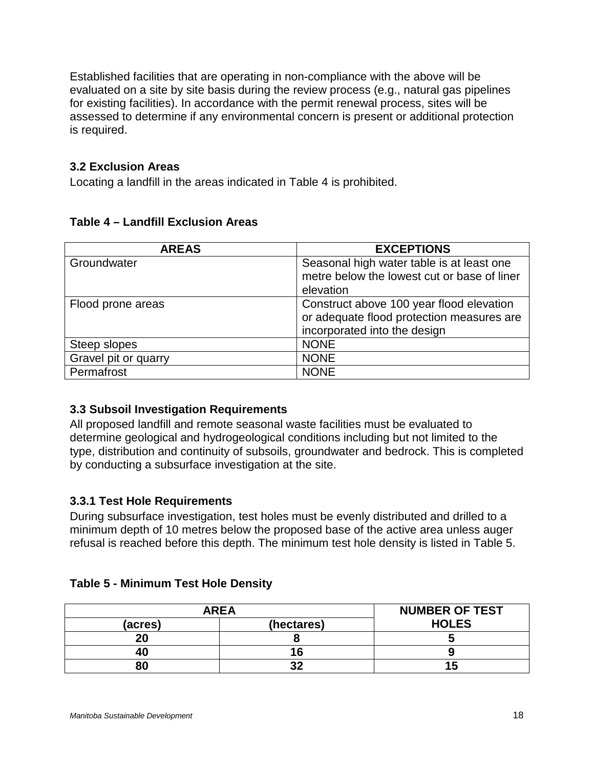Established facilities that are operating in non-compliance with the above will be evaluated on a site by site basis during the review process (e.g., natural gas pipelines for existing facilities). In accordance with the permit renewal process, sites will be assessed to determine if any environmental concern is present or additional protection is required.

### 3.2 Exclusion Areas

Locating a landfill in the areas indicated in Table 4 is prohibited.

**Table 4 – Landfill Exclusion Areas**

| AREAS | EXCEPTIONS |
|---|---|
| Groundwater | Seasonal high water table is at least one metre below the lowest cut or base of liner elevation |
| Flood prone areas | Construct above 100 year flood elevation or adequate flood protection measures are incorporated into the design |
| Steep slopes | NONE |
| Gravel pit or quarry | NONE |
| Permafrost | NONE |

### 3.3 Subsoil Investigation Requirements

All proposed landfill and remote seasonal waste facilities must be evaluated to determine geological and hydrogeological conditions including but not limited to the type, distribution and continuity of subsoils, groundwater and bedrock. This is completed by conducting a subsurface investigation at the site.

#### 3.3.1 Test Hole Requirements

During subsurface investigation, test holes must be evenly distributed and drilled to a minimum depth of 10 metres below the proposed base of the active area unless auger refusal is reached before this depth. The minimum test hole density is listed in Table 5.

**Table 5 - Minimum Test Hole Density**

| AREA | | NUMBER OF TEST HOLES |
|---|---|---|
| (acres) | (hectares) | |
| 20 | 8 | 5 |
| 40 | 16 | 9 |
| 80 | 32 | 15 |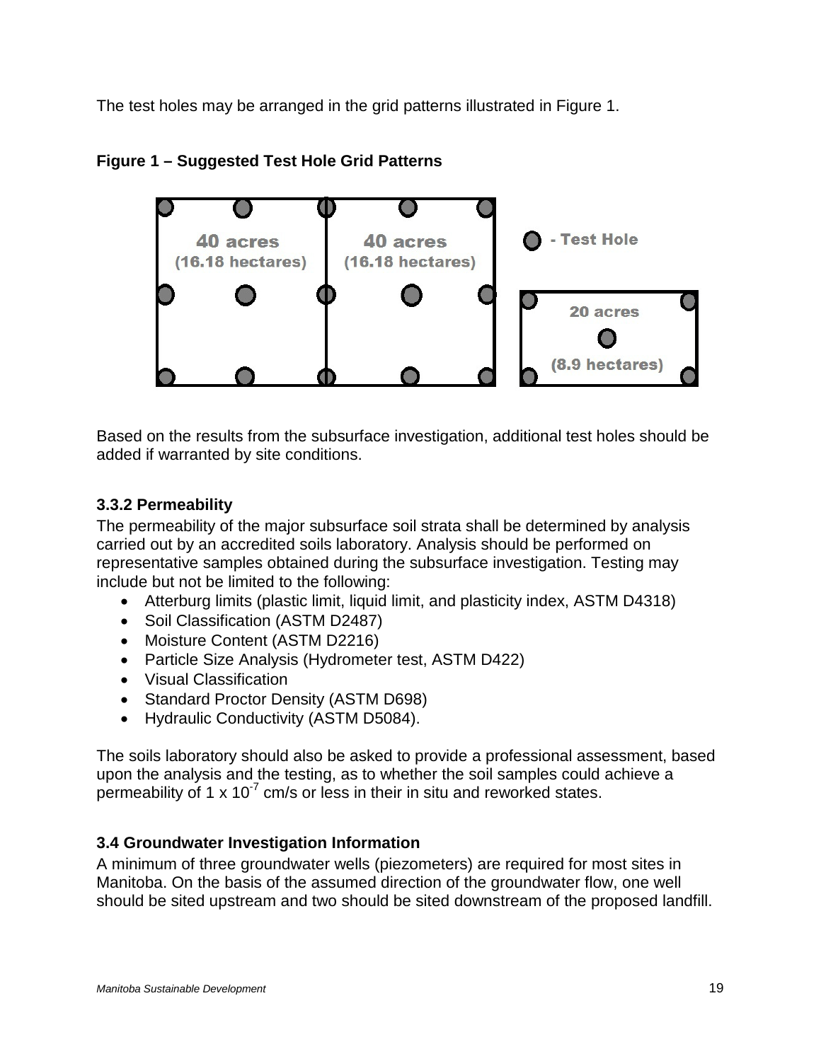The test holes may be arranged in the grid patterns illustrated in Figure 1.

**Figure 1 – Suggested Test Hole Grid Patterns**

Based on the results from the subsurface investigation, additional test holes should be added if warranted by site conditions.

### 3.3.2 Permeability

The permeability of the major subsurface soil strata shall be determined by analysis carried out by an accredited soils laboratory. Analysis should be performed on representative samples obtained during the subsurface investigation. Testing may include but not be limited to the following:

- Atterburg limits (plastic limit, liquid limit, and plasticity index, ASTM D4318)
- Soil Classification (ASTM D2487)
- Moisture Content (ASTM D2216)
- Particle Size Analysis (Hydrometer test, ASTM D422)
- Visual Classification
- Standard Proctor Density (ASTM D698)
- Hydraulic Conductivity (ASTM D5084).

The soils laboratory should also be asked to provide a professional assessment, based upon the analysis and the testing, as to whether the soil samples could achieve a permeability of $1 \times 10^{-7}$ cm/s or less in their in situ and reworked states.

### 3.4 Groundwater Investigation Information

A minimum of three groundwater wells (piezometers) are required for most sites in Manitoba. On the basis of the assumed direction of the groundwater flow, one well should be sited upstream and two should be sited downstream of the proposed landfill.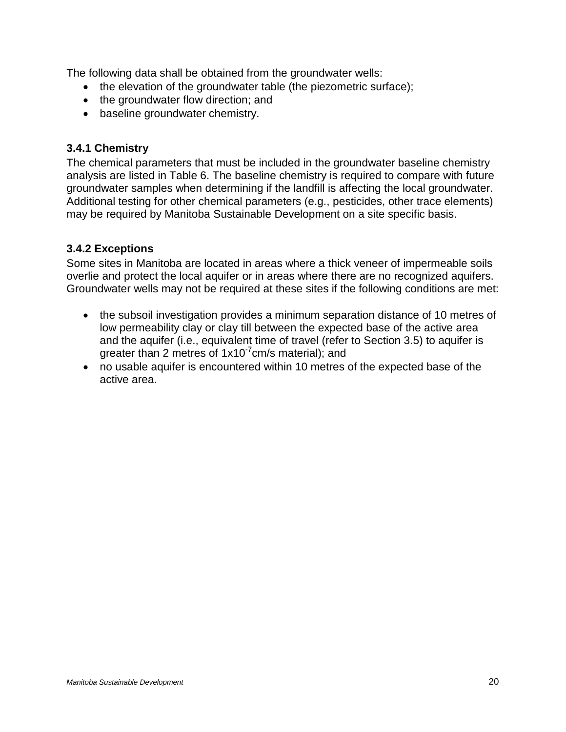The following data shall be obtained from the groundwater wells:

- the elevation of the groundwater table (the piezometric surface);
- the groundwater flow direction; and
- baseline groundwater chemistry.

### 3.4.1 Chemistry

The chemical parameters that must be included in the groundwater baseline chemistry analysis are listed in Table 6. The baseline chemistry is required to compare with future groundwater samples when determining if the landfill is affecting the local groundwater. Additional testing for other chemical parameters (e.g., pesticides, other trace elements) may be required by Manitoba Sustainable Development on a site specific basis.

### 3.4.2 Exceptions

Some sites in Manitoba are located in areas where a thick veneer of impermeable soils overlie and protect the local aquifer or in areas where there are no recognized aquifers. Groundwater wells may not be required at these sites if the following conditions are met:

- the subsoil investigation provides a minimum separation distance of 10 metres of low permeability clay or clay till between the expected base of the active area and the aquifer (i.e., equivalent time of travel (refer to Section 3.5) to aquifer is greater than 2 metres of $1x10^{-7}$cm/s material); and
- no usable aquifer is encountered within 10 metres of the expected base of the active area.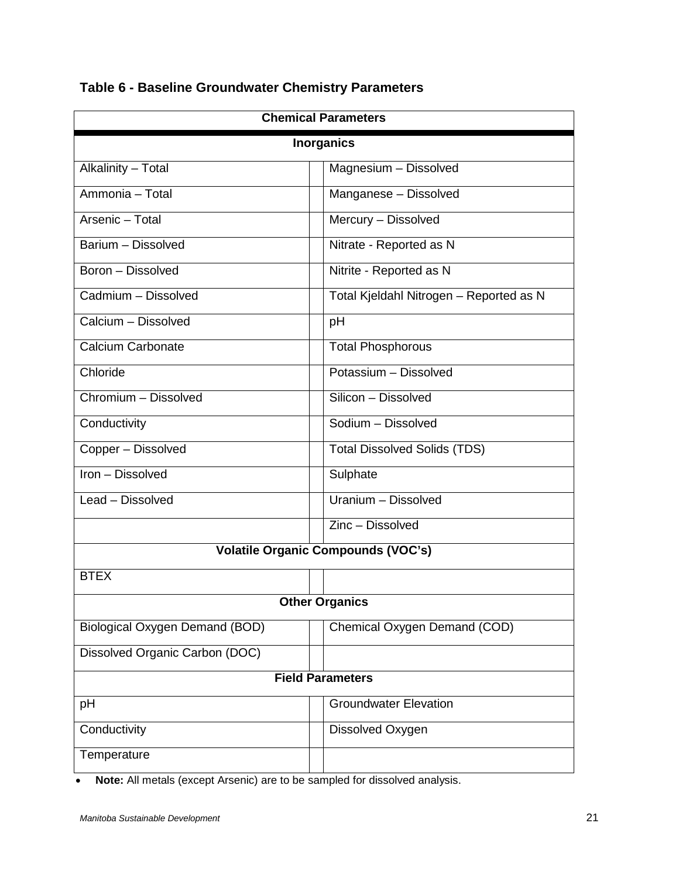**Table 6 - Baseline Groundwater Chemistry Parameters**

| Chemical Parameters | | |
|---|---|---|
| **Inorganics** | | |
| Alkalinity – Total | | Magnesium – Dissolved |
| Ammonia – Total | | Manganese – Dissolved |
| Arsenic – Total | | Mercury – Dissolved |
| Barium – Dissolved | | Nitrate - Reported as N |
| Boron – Dissolved | | Nitrite - Reported as N |
| Cadmium – Dissolved | | Total Kjeldahl Nitrogen – Reported as N |
| Calcium – Dissolved | | pH |
| Calcium Carbonate | | Total Phosphorous |
| Chloride | | Potassium – Dissolved |
| Chromium – Dissolved | | Silicon – Dissolved |
| Conductivity | | Sodium – Dissolved |
| Copper – Dissolved | | Total Dissolved Solids (TDS) |
| Iron – Dissolved | | Sulphate |
| Lead – Dissolved | | Uranium – Dissolved |
| | | Zinc – Dissolved |
| **Volatile Organic Compounds (VOC's)** | | |
| BTEX | | |
| **Other Organics** | | |
| Biological Oxygen Demand (BOD) | | Chemical Oxygen Demand (COD) |
| Dissolved Organic Carbon (DOC) | | |
| **Field Parameters** | | |
| pH | | Groundwater Elevation |
| Conductivity | | Dissolved Oxygen |
| Temperature | | |

- **Note:** All metals (except Arsenic) are to be sampled for dissolved analysis.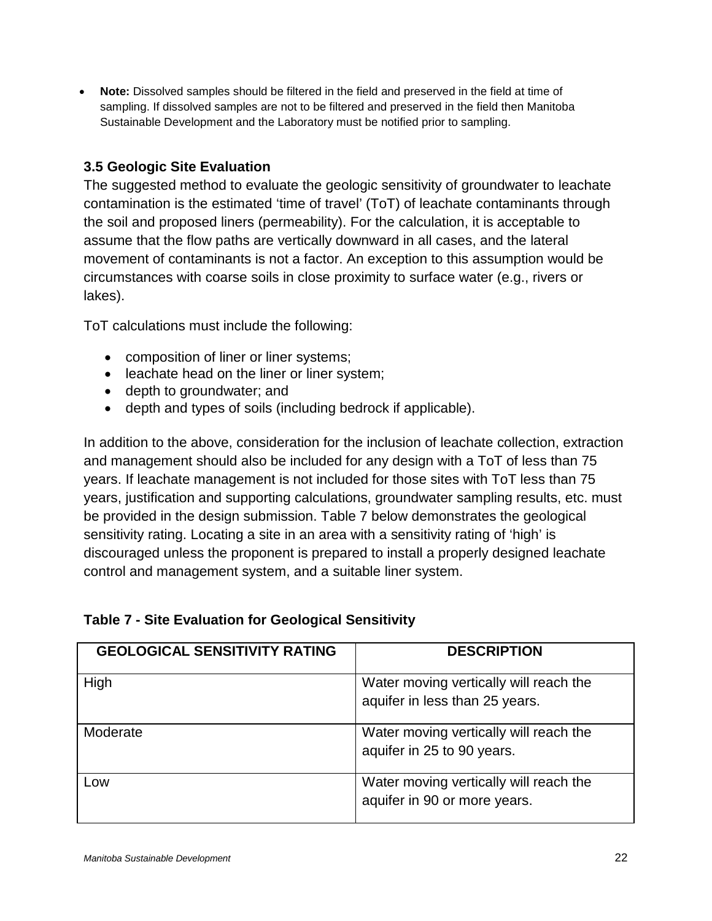- **Note:** Dissolved samples should be filtered in the field and preserved in the field at time of sampling. If dissolved samples are not to be filtered and preserved in the field then Manitoba Sustainable Development and the Laboratory must be notified prior to sampling.

### 3.5 Geologic Site Evaluation

The suggested method to evaluate the geologic sensitivity of groundwater to leachate contamination is the estimated 'time of travel' (ToT) of leachate contaminants through the soil and proposed liners (permeability). For the calculation, it is acceptable to assume that the flow paths are vertically downward in all cases, and the lateral movement of contaminants is not a factor. An exception to this assumption would be circumstances with coarse soils in close proximity to surface water (e.g., rivers or lakes).

ToT calculations must include the following:

- composition of liner or liner systems;
- leachate head on the liner or liner system;
- depth to groundwater; and
- depth and types of soils (including bedrock if applicable).

In addition to the above, consideration for the inclusion of leachate collection, extraction and management should also be included for any design with a ToT of less than 75 years. If leachate management is not included for those sites with ToT less than 75 years, justification and supporting calculations, groundwater sampling results, etc. must be provided in the design submission. Table 7 below demonstrates the geological sensitivity rating. Locating a site in an area with a sensitivity rating of 'high' is discouraged unless the proponent is prepared to install a properly designed leachate control and management system, and a suitable liner system.

**Table 7 - Site Evaluation for Geological Sensitivity**

| GEOLOGICAL SENSITIVITY RATING | DESCRIPTION |
|---|---|
| High | Water moving vertically will reach the aquifer in less than 25 years. |
| Moderate | Water moving vertically will reach the aquifer in 25 to 90 years. |
| Low | Water moving vertically will reach the aquifer in 90 or more years. |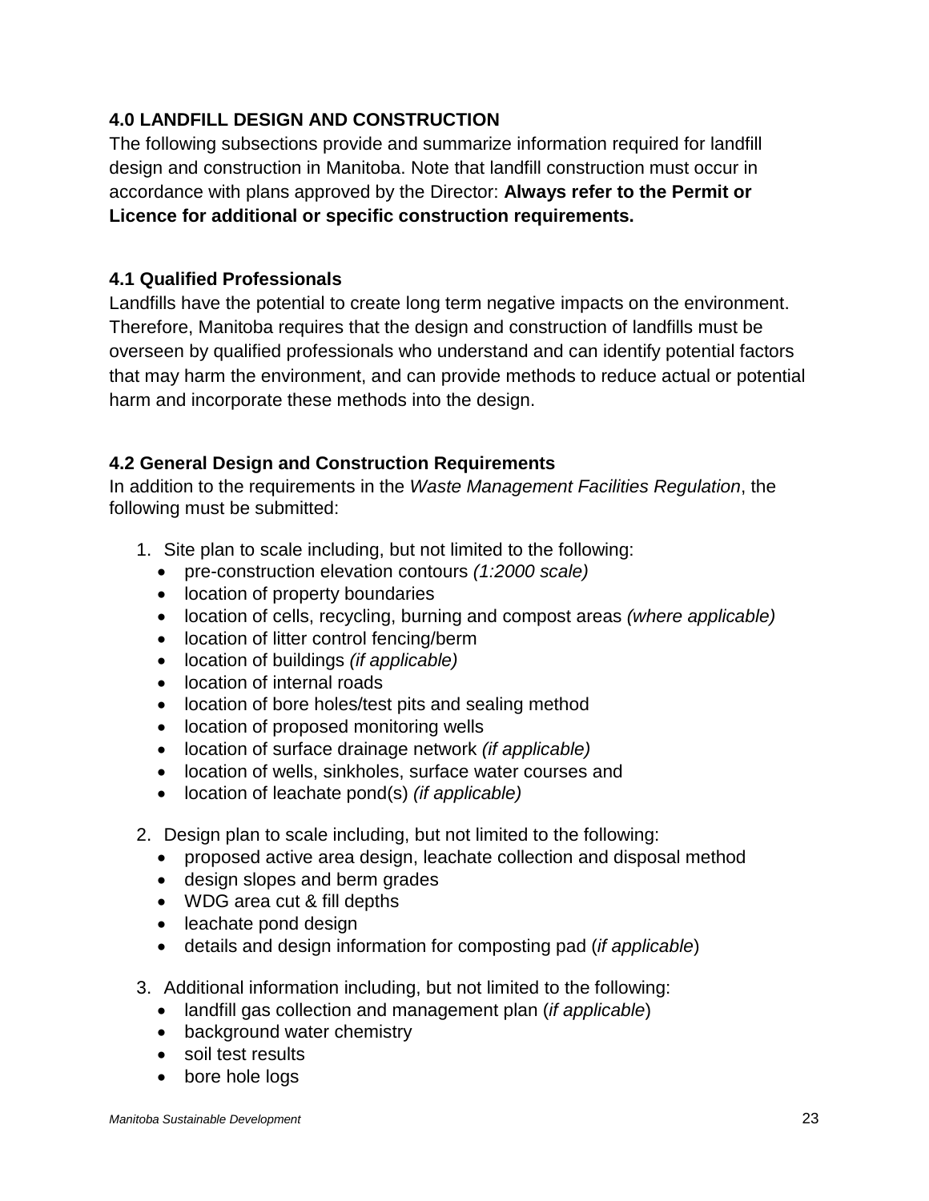## 4.0 LANDFILL DESIGN AND CONSTRUCTION

The following subsections provide and summarize information required for landfill design and construction in Manitoba. Note that landfill construction must occur in accordance with plans approved by the Director: **Always refer to the Permit or Licence for additional or specific construction requirements.**

### 4.1 Qualified Professionals

Landfills have the potential to create long term negative impacts on the environment. Therefore, Manitoba requires that the design and construction of landfills must be overseen by qualified professionals who understand and can identify potential factors that may harm the environment, and can provide methods to reduce actual or potential harm and incorporate these methods into the design.

### 4.2 General Design and Construction Requirements

In addition to the requirements in the *Waste Management Facilities Regulation*, the following must be submitted:

1. Site plan to scale including, but not limited to the following:
   - pre-construction elevation contours *(1:2000 scale)*
   - location of property boundaries
   - location of cells, recycling, burning and compost areas *(where applicable)*
   - location of litter control fencing/berm
   - location of buildings *(if applicable)*
   - location of internal roads
   - location of bore holes/test pits and sealing method
   - location of proposed monitoring wells
   - location of surface drainage network *(if applicable)*
   - location of wells, sinkholes, surface water courses and
   - location of leachate pond(s) *(if applicable)*

2. Design plan to scale including, but not limited to the following:
   - proposed active area design, leachate collection and disposal method
   - design slopes and berm grades
   - WDG area cut & fill depths
   - leachate pond design
   - details and design information for composting pad (*if applicable*)

3. Additional information including, but not limited to the following:
   - landfill gas collection and management plan (*if applicable*)
   - background water chemistry
   - soil test results
   - bore hole logs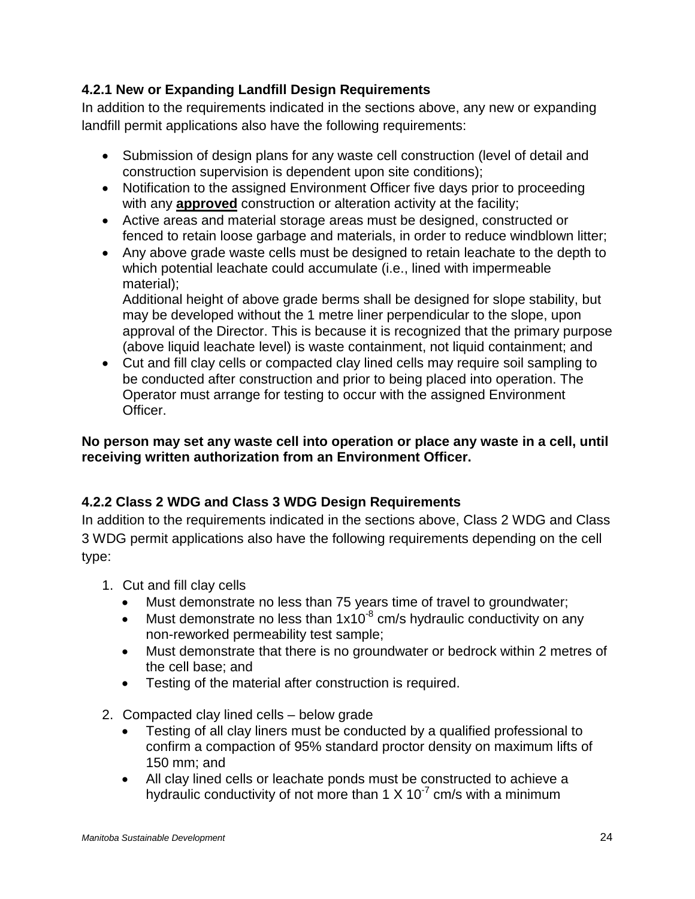### 4.2.1 New or Expanding Landfill Design Requirements

In addition to the requirements indicated in the sections above, any new or expanding landfill permit applications also have the following requirements:

- Submission of design plans for any waste cell construction (level of detail and construction supervision is dependent upon site conditions);
- Notification to the assigned Environment Officer five days prior to proceeding with any **approved** construction or alteration activity at the facility;
- Active areas and material storage areas must be designed, constructed or fenced to retain loose garbage and materials, in order to reduce windblown litter;
- Any above grade waste cells must be designed to retain leachate to the depth to which potential leachate could accumulate (i.e., lined with impermeable material);
  Additional height of above grade berms shall be designed for slope stability, but may be developed without the 1 metre liner perpendicular to the slope, upon approval of the Director. This is because it is recognized that the primary purpose (above liquid leachate level) is waste containment, not liquid containment; and
- Cut and fill clay cells or compacted clay lined cells may require soil sampling to be conducted after construction and prior to being placed into operation. The Operator must arrange for testing to occur with the assigned Environment Officer.

**No person may set any waste cell into operation or place any waste in a cell, until receiving written authorization from an Environment Officer.**

### 4.2.2 Class 2 WDG and Class 3 WDG Design Requirements

In addition to the requirements indicated in the sections above, Class 2 WDG and Class 3 WDG permit applications also have the following requirements depending on the cell type:

1. Cut and fill clay cells
   - Must demonstrate no less than 75 years time of travel to groundwater;
   - Must demonstrate no less than $1 \times 10^{-8}$ cm/s hydraulic conductivity on any non-reworked permeability test sample;
   - Must demonstrate that there is no groundwater or bedrock within 2 metres of the cell base; and
   - Testing of the material after construction is required.
2. Compacted clay lined cells – below grade
   - Testing of all clay liners must be conducted by a qualified professional to confirm a compaction of 95% standard proctor density on maximum lifts of 150 mm; and
   - All clay lined cells or leachate ponds must be constructed to achieve a hydraulic conductivity of not more than $1 \times 10^{-7}$ cm/s with a minimum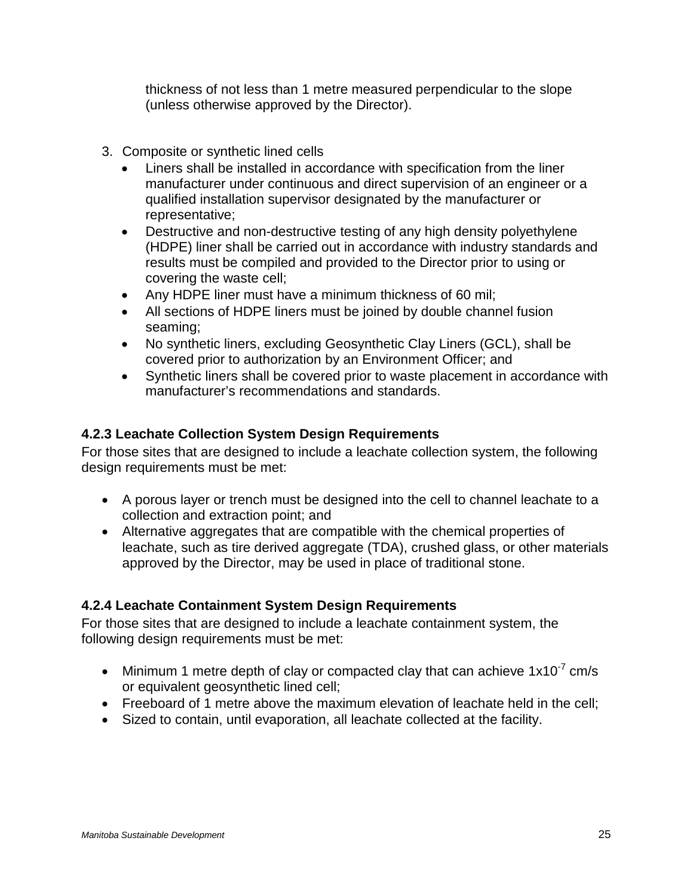thickness of not less than 1 metre measured perpendicular to the slope (unless otherwise approved by the Director).

3. Composite or synthetic lined cells
   - Liners shall be installed in accordance with specification from the liner manufacturer under continuous and direct supervision of an engineer or a qualified installation supervisor designated by the manufacturer or representative;
   - Destructive and non-destructive testing of any high density polyethylene (HDPE) liner shall be carried out in accordance with industry standards and results must be compiled and provided to the Director prior to using or covering the waste cell;
   - Any HDPE liner must have a minimum thickness of 60 mil;
   - All sections of HDPE liners must be joined by double channel fusion seaming;
   - No synthetic liners, excluding Geosynthetic Clay Liners (GCL), shall be covered prior to authorization by an Environment Officer; and
   - Synthetic liners shall be covered prior to waste placement in accordance with manufacturer's recommendations and standards.

### 4.2.3 Leachate Collection System Design Requirements

For those sites that are designed to include a leachate collection system, the following design requirements must be met:

- A porous layer or trench must be designed into the cell to channel leachate to a collection and extraction point; and
- Alternative aggregates that are compatible with the chemical properties of leachate, such as tire derived aggregate (TDA), crushed glass, or other materials approved by the Director, may be used in place of traditional stone.

### 4.2.4 Leachate Containment System Design Requirements

For those sites that are designed to include a leachate containment system, the following design requirements must be met:

- Minimum 1 metre depth of clay or compacted clay that can achieve $1 \times 10^{-7}$ cm/s or equivalent geosynthetic lined cell;
- Freeboard of 1 metre above the maximum elevation of leachate held in the cell;
- Sized to contain, until evaporation, all leachate collected at the facility.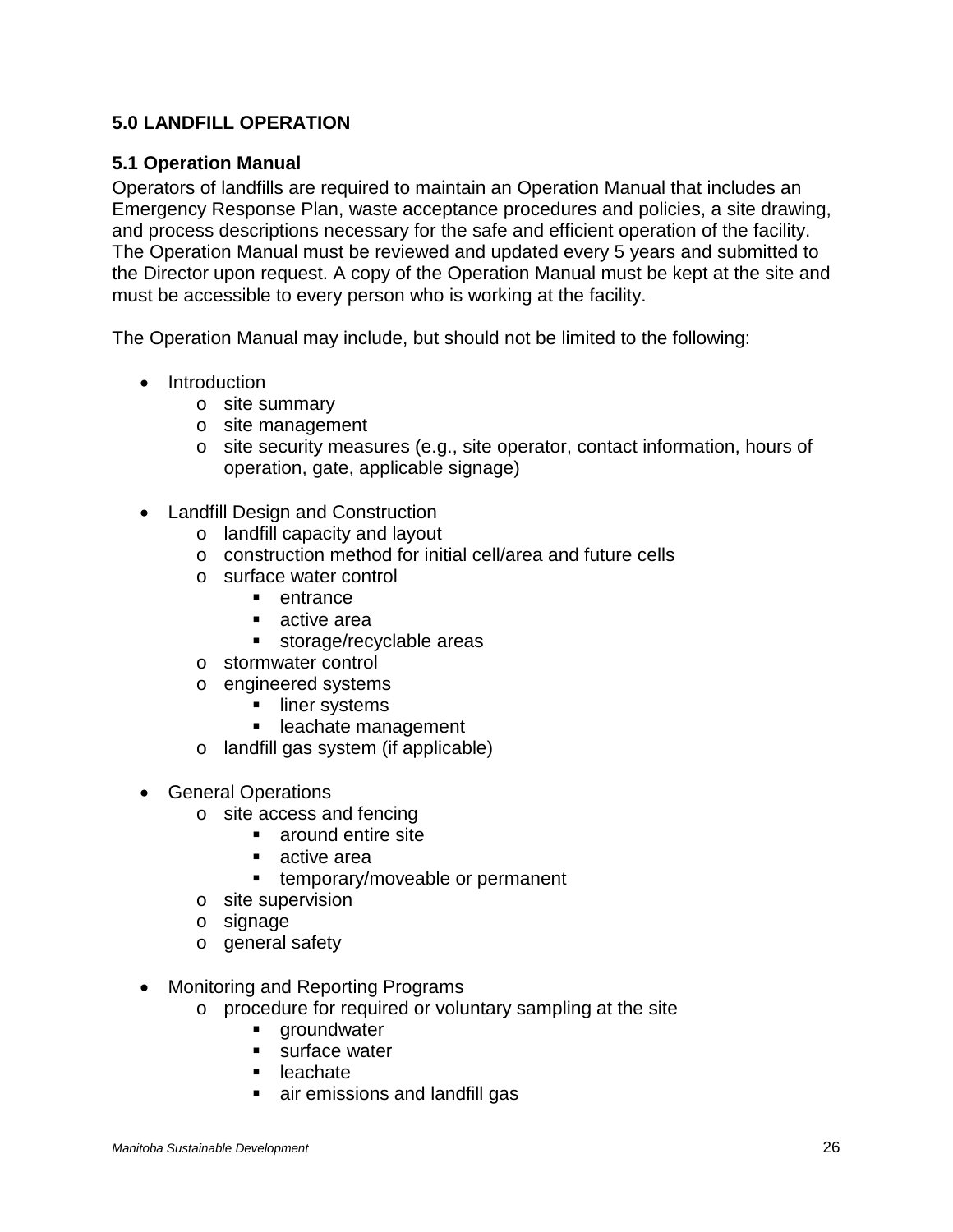## 5.0 LANDFILL OPERATION

### 5.1 Operation Manual

Operators of landfills are required to maintain an Operation Manual that includes an Emergency Response Plan, waste acceptance procedures and policies, a site drawing, and process descriptions necessary for the safe and efficient operation of the facility. The Operation Manual must be reviewed and updated every 5 years and submitted to the Director upon request. A copy of the Operation Manual must be kept at the site and must be accessible to every person who is working at the facility.

The Operation Manual may include, but should not be limited to the following:

- Introduction
  - site summary
  - site management
  - site security measures (e.g., site operator, contact information, hours of operation, gate, applicable signage)

- Landfill Design and Construction
  - landfill capacity and layout
  - construction method for initial cell/area and future cells
  - surface water control
    - entrance
    - active area
    - storage/recyclable areas
  - stormwater control
  - engineered systems
    - liner systems
    - leachate management
  - landfill gas system (if applicable)

- General Operations
  - site access and fencing
    - around entire site
    - active area
    - temporary/moveable or permanent
  - site supervision
  - signage
  - general safety

- Monitoring and Reporting Programs
  - procedure for required or voluntary sampling at the site
    - groundwater
    - surface water
    - leachate
    - air emissions and landfill gas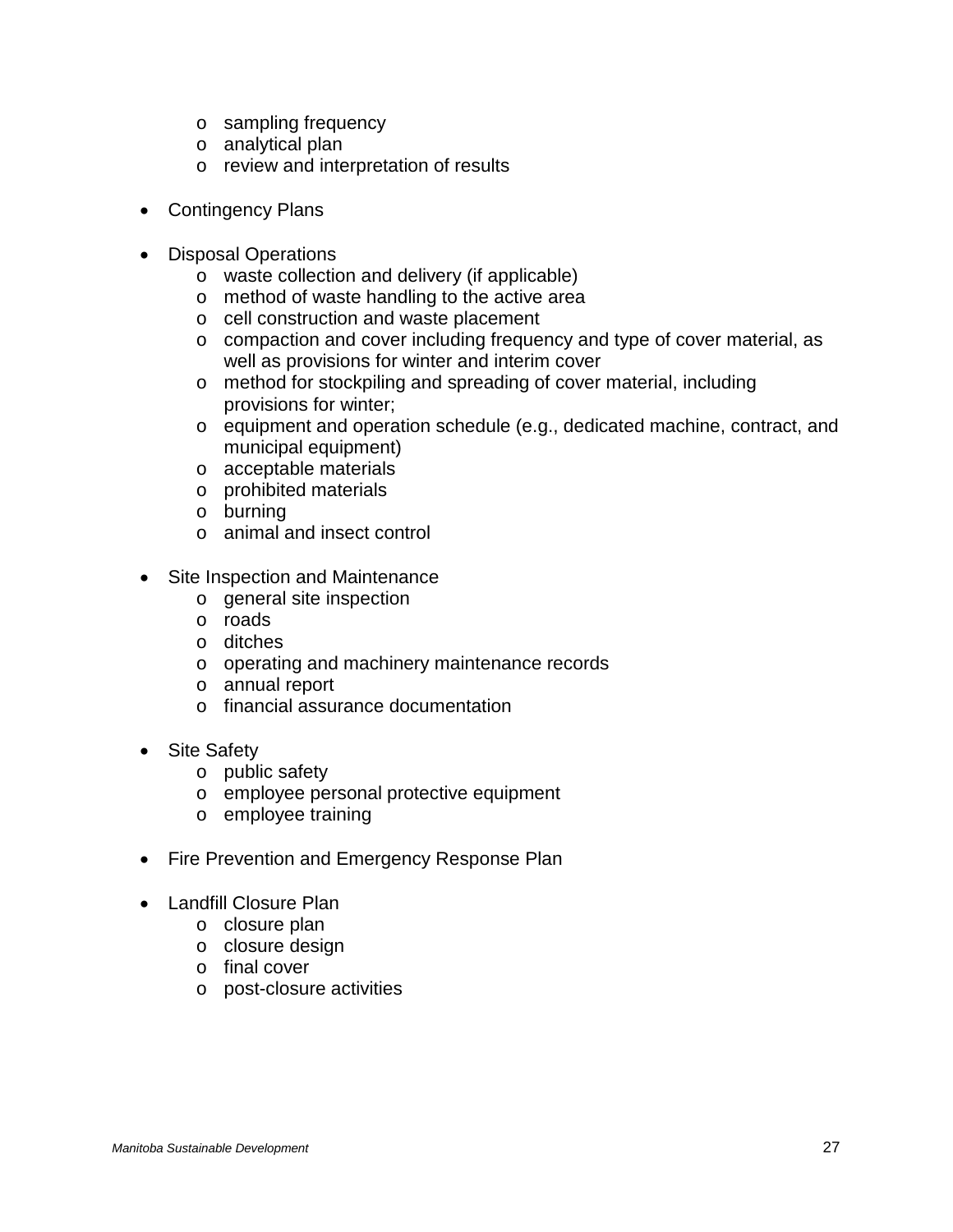- sampling frequency
  - analytical plan
  - review and interpretation of results

- Contingency Plans

- Disposal Operations
  - waste collection and delivery (if applicable)
  - method of waste handling to the active area
  - cell construction and waste placement
  - compaction and cover including frequency and type of cover material, as well as provisions for winter and interim cover
  - method for stockpiling and spreading of cover material, including provisions for winter;
  - equipment and operation schedule (e.g., dedicated machine, contract, and municipal equipment)
  - acceptable materials
  - prohibited materials
  - burning
  - animal and insect control

- Site Inspection and Maintenance
  - general site inspection
  - roads
  - ditches
  - operating and machinery maintenance records
  - annual report
  - financial assurance documentation

- Site Safety
  - public safety
  - employee personal protective equipment
  - employee training

- Fire Prevention and Emergency Response Plan

- Landfill Closure Plan
  - closure plan
  - closure design
  - final cover
  - post-closure activities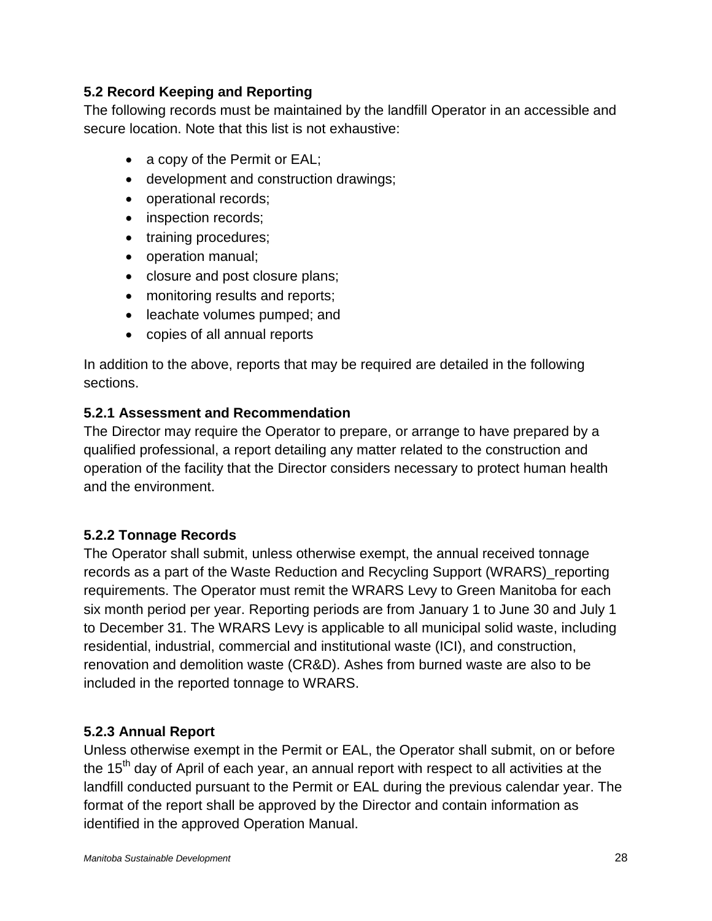### 5.2 Record Keeping and Reporting

The following records must be maintained by the landfill Operator in an accessible and secure location. Note that this list is not exhaustive:

- a copy of the Permit or EAL;
- development and construction drawings;
- operational records;
- inspection records;
- training procedures;
- operation manual;
- closure and post closure plans;
- monitoring results and reports;
- leachate volumes pumped; and
- copies of all annual reports

In addition to the above, reports that may be required are detailed in the following sections.

#### 5.2.1 Assessment and Recommendation

The Director may require the Operator to prepare, or arrange to have prepared by a qualified professional, a report detailing any matter related to the construction and operation of the facility that the Director considers necessary to protect human health and the environment.

#### 5.2.2 Tonnage Records

The Operator shall submit, unless otherwise exempt, the annual received tonnage records as a part of the Waste Reduction and Recycling Support (WRARS)_reporting requirements. The Operator must remit the WRARS Levy to Green Manitoba for each six month period per year. Reporting periods are from January 1 to June 30 and July 1 to December 31. The WRARS Levy is applicable to all municipal solid waste, including residential, industrial, commercial and institutional waste (ICI), and construction, renovation and demolition waste (CR&D). Ashes from burned waste are also to be included in the reported tonnage to WRARS.

#### 5.2.3 Annual Report

Unless otherwise exempt in the Permit or EAL, the Operator shall submit, on or before the 15th day of April of each year, an annual report with respect to all activities at the landfill conducted pursuant to the Permit or EAL during the previous calendar year. The format of the report shall be approved by the Director and contain information as identified in the approved Operation Manual.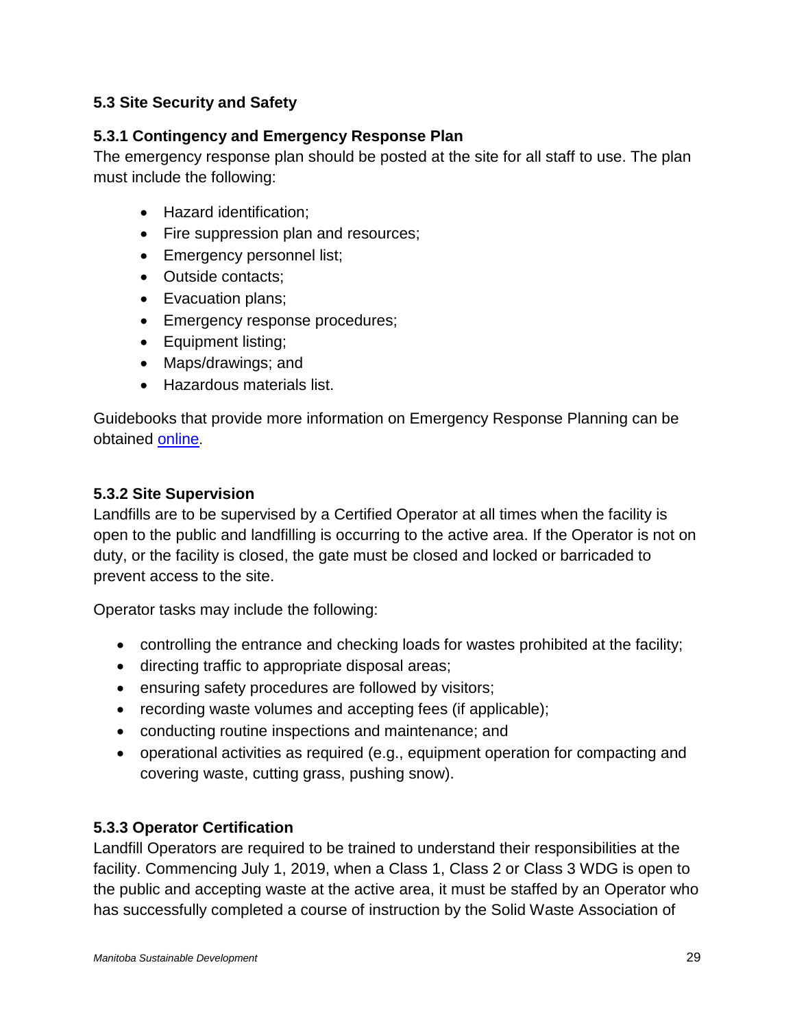### 5.3 Site Security and Safety

#### 5.3.1 Contingency and Emergency Response Plan

The emergency response plan should be posted at the site for all staff to use. The plan must include the following:

- Hazard identification;
- Fire suppression plan and resources;
- Emergency personnel list;
- Outside contacts;
- Evacuation plans;
- Emergency response procedures;
- Equipment listing;
- Maps/drawings; and
- Hazardous materials list.

Guidebooks that provide more information on Emergency Response Planning can be obtained online.

#### 5.3.2 Site Supervision

Landfills are to be supervised by a Certified Operator at all times when the facility is open to the public and landfilling is occurring to the active area. If the Operator is not on duty, or the facility is closed, the gate must be closed and locked or barricaded to prevent access to the site.

Operator tasks may include the following:

- controlling the entrance and checking loads for wastes prohibited at the facility;
- directing traffic to appropriate disposal areas;
- ensuring safety procedures are followed by visitors;
- recording waste volumes and accepting fees (if applicable);
- conducting routine inspections and maintenance; and
- operational activities as required (e.g., equipment operation for compacting and covering waste, cutting grass, pushing snow).

#### 5.3.3 Operator Certification

Landfill Operators are required to be trained to understand their responsibilities at the facility. Commencing July 1, 2019, when a Class 1, Class 2 or Class 3 WDG is open to the public and accepting waste at the active area, it must be staffed by an Operator who has successfully completed a course of instruction by the Solid Waste Association of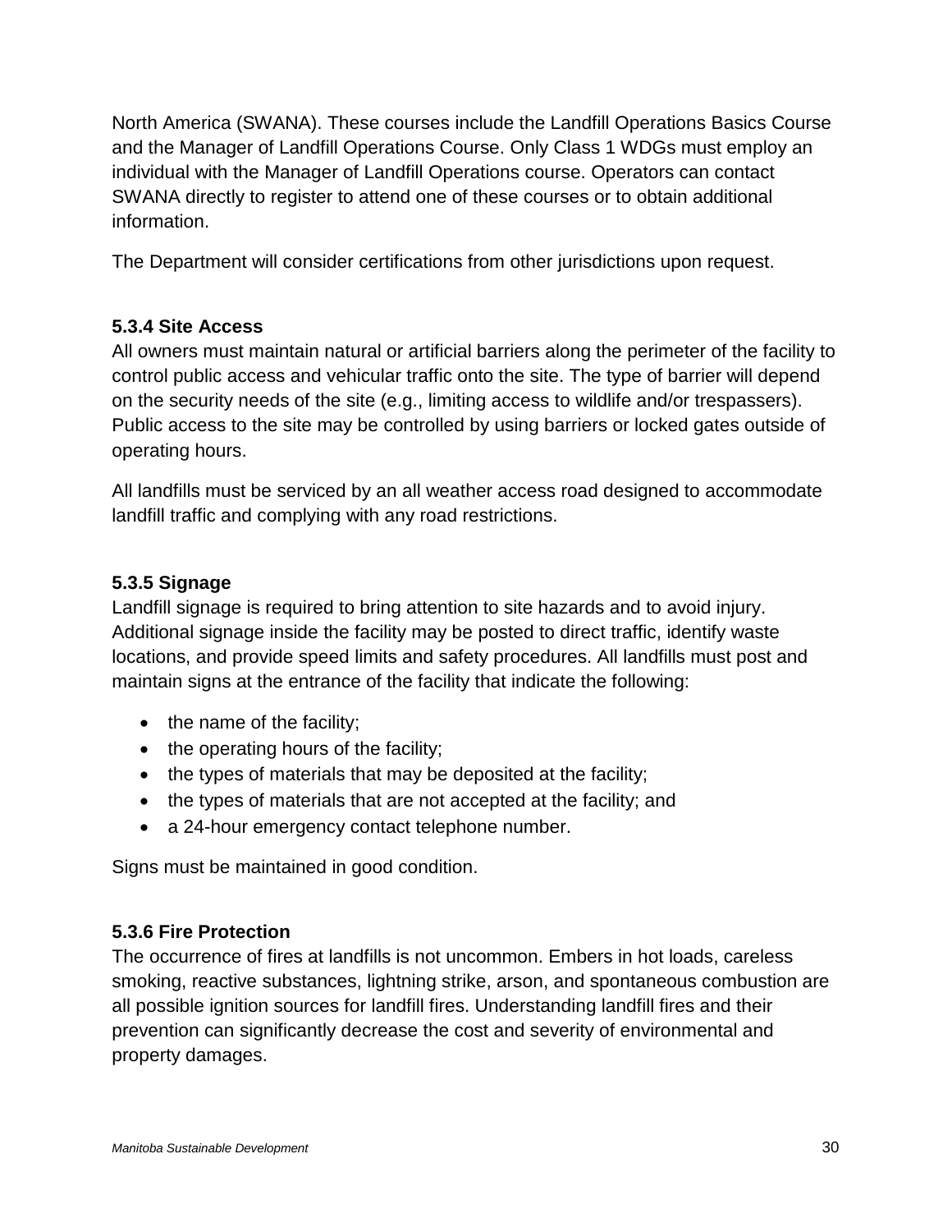North America (SWANA). These courses include the Landfill Operations Basics Course and the Manager of Landfill Operations Course. Only Class 1 WDGs must employ an individual with the Manager of Landfill Operations course. Operators can contact SWANA directly to register to attend one of these courses or to obtain additional information.

The Department will consider certifications from other jurisdictions upon request.

### 5.3.4 Site Access

All owners must maintain natural or artificial barriers along the perimeter of the facility to control public access and vehicular traffic onto the site. The type of barrier will depend on the security needs of the site (e.g., limiting access to wildlife and/or trespassers). Public access to the site may be controlled by using barriers or locked gates outside of operating hours.

All landfills must be serviced by an all weather access road designed to accommodate landfill traffic and complying with any road restrictions.

### 5.3.5 Signage

Landfill signage is required to bring attention to site hazards and to avoid injury. Additional signage inside the facility may be posted to direct traffic, identify waste locations, and provide speed limits and safety procedures. All landfills must post and maintain signs at the entrance of the facility that indicate the following:

- the name of the facility;
- the operating hours of the facility;
- the types of materials that may be deposited at the facility;
- the types of materials that are not accepted at the facility; and
- a 24-hour emergency contact telephone number.

Signs must be maintained in good condition.

### 5.3.6 Fire Protection

The occurrence of fires at landfills is not uncommon. Embers in hot loads, careless smoking, reactive substances, lightning strike, arson, and spontaneous combustion are all possible ignition sources for landfill fires. Understanding landfill fires and their prevention can significantly decrease the cost and severity of environmental and property damages.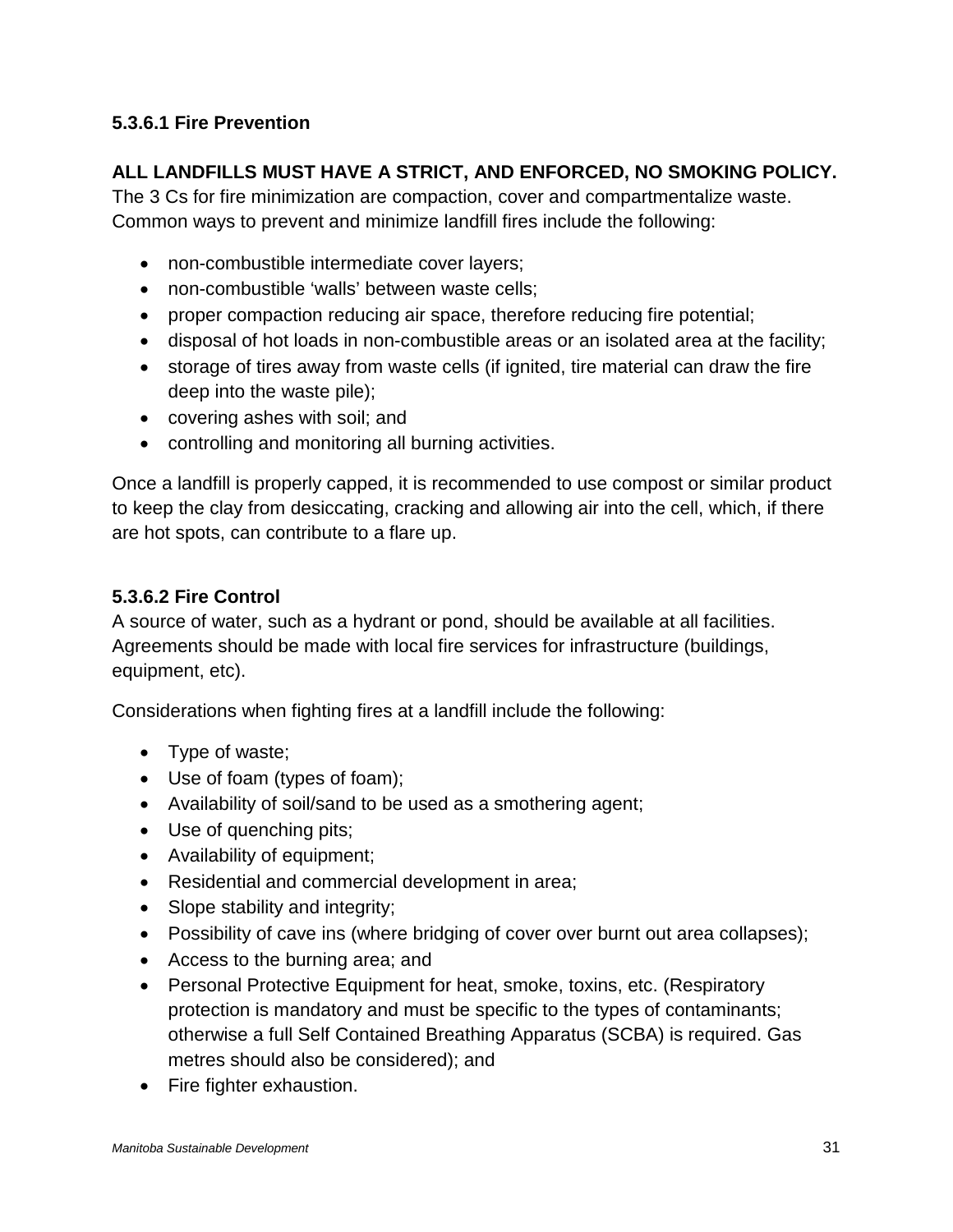#### 5.3.6.1 Fire Prevention

**ALL LANDFILLS MUST HAVE A STRICT, AND ENFORCED, NO SMOKING POLICY.** The 3 Cs for fire minimization are compaction, cover and compartmentalize waste. Common ways to prevent and minimize landfill fires include the following:

- non-combustible intermediate cover layers;
- non-combustible 'walls' between waste cells;
- proper compaction reducing air space, therefore reducing fire potential;
- disposal of hot loads in non-combustible areas or an isolated area at the facility;
- storage of tires away from waste cells (if ignited, tire material can draw the fire deep into the waste pile);
- covering ashes with soil; and
- controlling and monitoring all burning activities.

Once a landfill is properly capped, it is recommended to use compost or similar product to keep the clay from desiccating, cracking and allowing air into the cell, which, if there are hot spots, can contribute to a flare up.

#### 5.3.6.2 Fire Control

A source of water, such as a hydrant or pond, should be available at all facilities. Agreements should be made with local fire services for infrastructure (buildings, equipment, etc).

Considerations when fighting fires at a landfill include the following:

- Type of waste;
- Use of foam (types of foam);
- Availability of soil/sand to be used as a smothering agent;
- Use of quenching pits;
- Availability of equipment;
- Residential and commercial development in area;
- Slope stability and integrity;
- Possibility of cave ins (where bridging of cover over burnt out area collapses);
- Access to the burning area; and
- Personal Protective Equipment for heat, smoke, toxins, etc. (Respiratory protection is mandatory and must be specific to the types of contaminants; otherwise a full Self Contained Breathing Apparatus (SCBA) is required. Gas metres should also be considered); and
- Fire fighter exhaustion.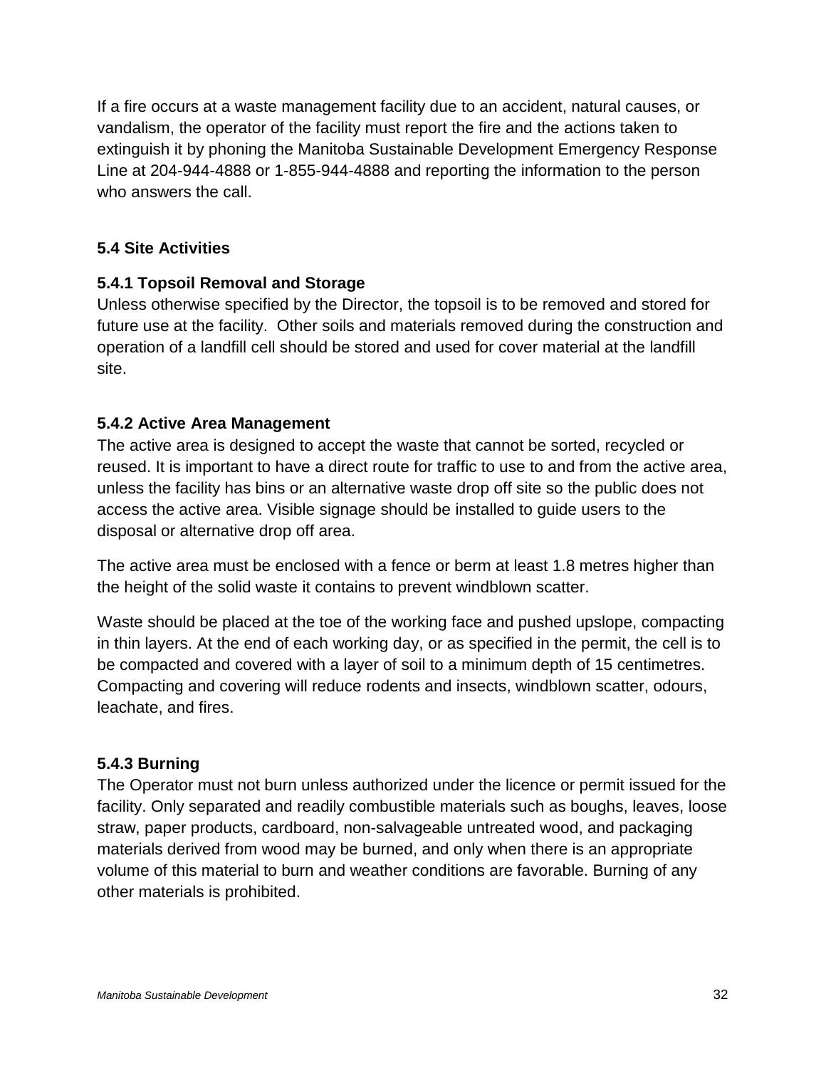If a fire occurs at a waste management facility due to an accident, natural causes, or vandalism, the operator of the facility must report the fire and the actions taken to extinguish it by phoning the Manitoba Sustainable Development Emergency Response Line at 204-944-4888 or 1-855-944-4888 and reporting the information to the person who answers the call.

### 5.4 Site Activities

#### 5.4.1 Topsoil Removal and Storage

Unless otherwise specified by the Director, the topsoil is to be removed and stored for future use at the facility. Other soils and materials removed during the construction and operation of a landfill cell should be stored and used for cover material at the landfill site.

#### 5.4.2 Active Area Management

The active area is designed to accept the waste that cannot be sorted, recycled or reused. It is important to have a direct route for traffic to use to and from the active area, unless the facility has bins or an alternative waste drop off site so the public does not access the active area. Visible signage should be installed to guide users to the disposal or alternative drop off area.

The active area must be enclosed with a fence or berm at least 1.8 metres higher than the height of the solid waste it contains to prevent windblown scatter.

Waste should be placed at the toe of the working face and pushed upslope, compacting in thin layers. At the end of each working day, or as specified in the permit, the cell is to be compacted and covered with a layer of soil to a minimum depth of 15 centimetres. Compacting and covering will reduce rodents and insects, windblown scatter, odours, leachate, and fires.

#### 5.4.3 Burning

The Operator must not burn unless authorized under the licence or permit issued for the facility. Only separated and readily combustible materials such as boughs, leaves, loose straw, paper products, cardboard, non-salvageable untreated wood, and packaging materials derived from wood may be burned, and only when there is an appropriate volume of this material to burn and weather conditions are favorable. Burning of any other materials is prohibited.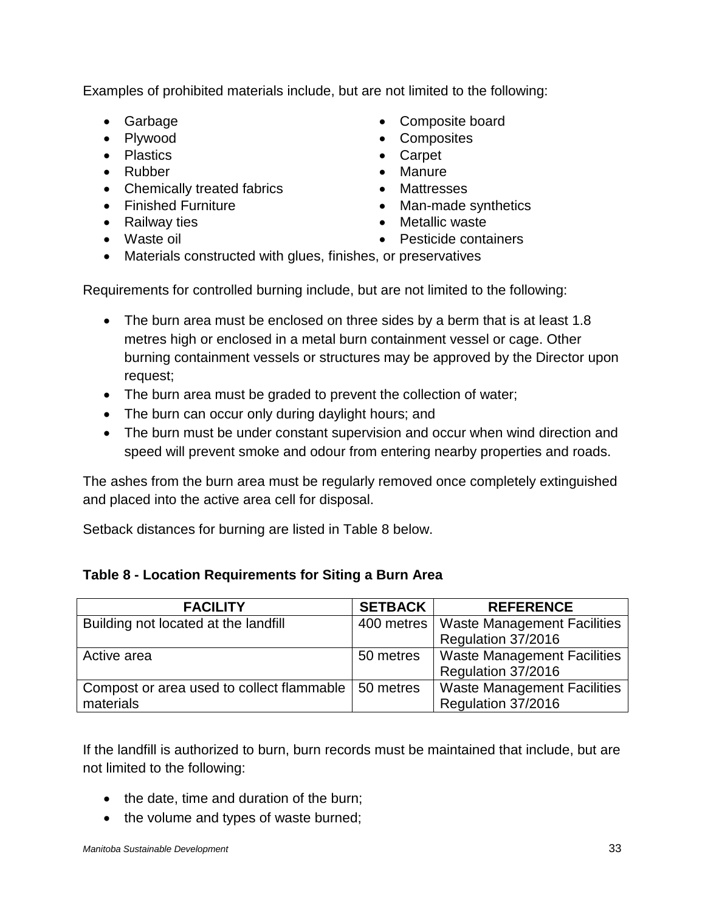Examples of prohibited materials include, but are not limited to the following:

- Garbage
- Plywood
- Plastics
- Rubber
- Chemically treated fabrics
- Finished Furniture
- Railway ties
- Waste oil
- Composite board
- Composites
- Carpet
- Manure
- Mattresses
- Man-made synthetics
- Metallic waste
- Pesticide containers
- Materials constructed with glues, finishes, or preservatives

Requirements for controlled burning include, but are not limited to the following:

- The burn area must be enclosed on three sides by a berm that is at least 1.8 metres high or enclosed in a metal burn containment vessel or cage. Other burning containment vessels or structures may be approved by the Director upon request;
- The burn area must be graded to prevent the collection of water;
- The burn can occur only during daylight hours; and
- The burn must be under constant supervision and occur when wind direction and speed will prevent smoke and odour from entering nearby properties and roads.

The ashes from the burn area must be regularly removed once completely extinguished and placed into the active area cell for disposal.

Setback distances for burning are listed in Table 8 below.

**Table 8 - Location Requirements for Siting a Burn Area**

| FACILITY | SETBACK | REFERENCE |
|---|---|---|
| Building not located at the landfill | 400 metres | Waste Management Facilities Regulation 37/2016 |
| Active area | 50 metres | Waste Management Facilities Regulation 37/2016 |
| Compost or area used to collect flammable materials | 50 metres | Waste Management Facilities Regulation 37/2016 |

If the landfill is authorized to burn, burn records must be maintained that include, but are not limited to the following:

- the date, time and duration of the burn;
- the volume and types of waste burned;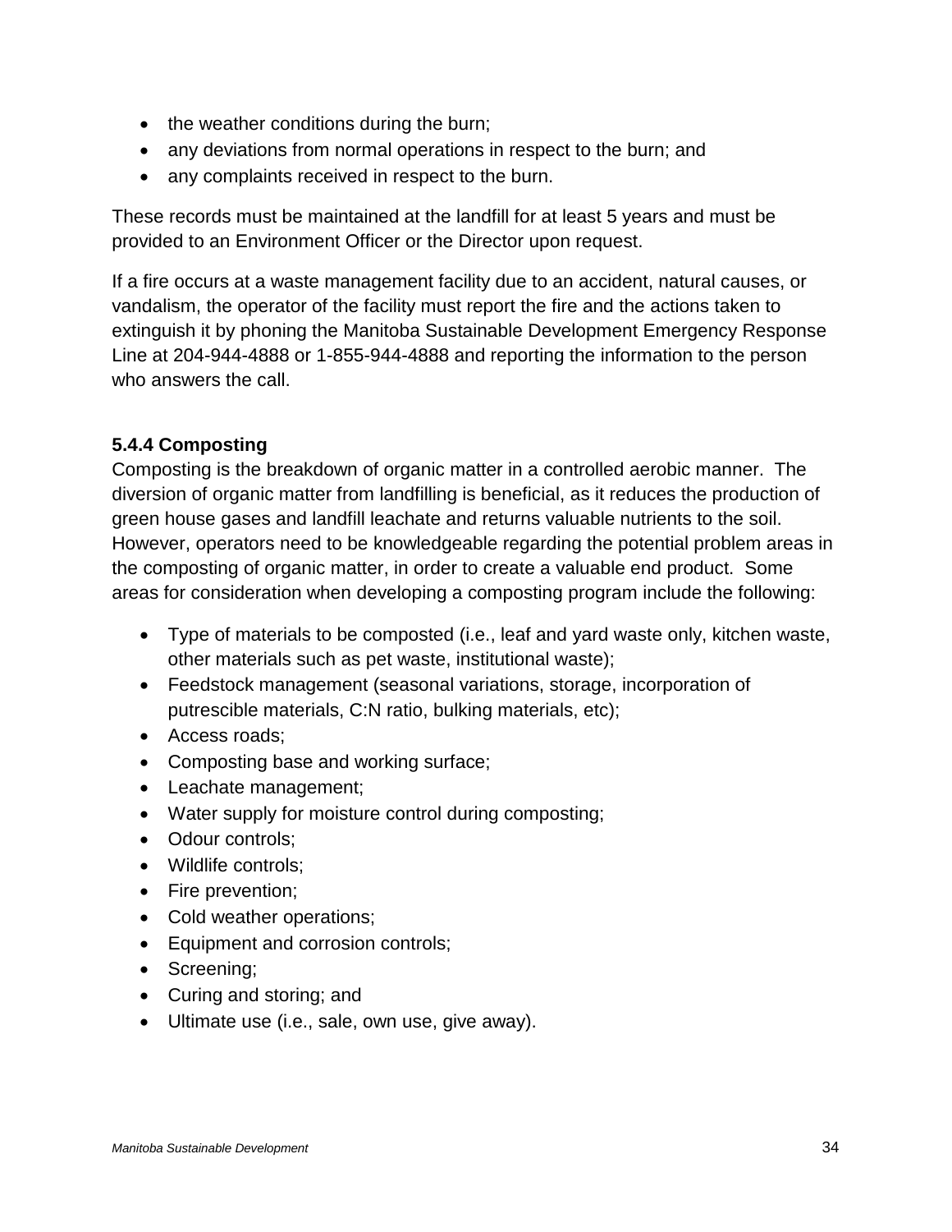- the weather conditions during the burn;
- any deviations from normal operations in respect to the burn; and
- any complaints received in respect to the burn.

These records must be maintained at the landfill for at least 5 years and must be provided to an Environment Officer or the Director upon request.

If a fire occurs at a waste management facility due to an accident, natural causes, or vandalism, the operator of the facility must report the fire and the actions taken to extinguish it by phoning the Manitoba Sustainable Development Emergency Response Line at 204-944-4888 or 1-855-944-4888 and reporting the information to the person who answers the call.

### 5.4.4 Composting

Composting is the breakdown of organic matter in a controlled aerobic manner. The diversion of organic matter from landfilling is beneficial, as it reduces the production of green house gases and landfill leachate and returns valuable nutrients to the soil. However, operators need to be knowledgeable regarding the potential problem areas in the composting of organic matter, in order to create a valuable end product. Some areas for consideration when developing a composting program include the following:

- Type of materials to be composted (i.e., leaf and yard waste only, kitchen waste, other materials such as pet waste, institutional waste);
- Feedstock management (seasonal variations, storage, incorporation of putrescible materials, C:N ratio, bulking materials, etc);
- Access roads;
- Composting base and working surface;
- Leachate management;
- Water supply for moisture control during composting;
- Odour controls;
- Wildlife controls;
- Fire prevention;
- Cold weather operations;
- Equipment and corrosion controls;
- Screening;
- Curing and storing; and
- Ultimate use (i.e., sale, own use, give away).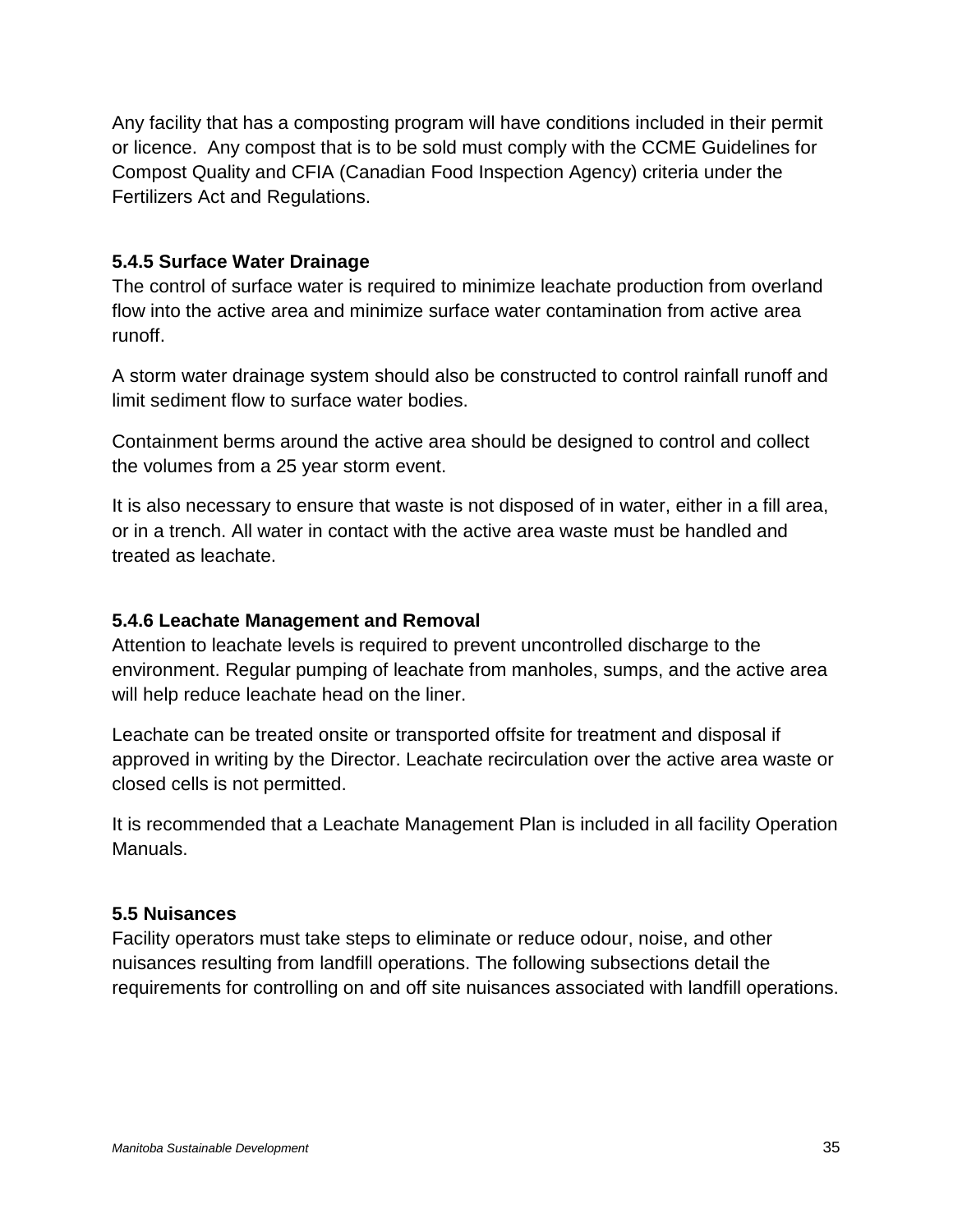Any facility that has a composting program will have conditions included in their permit or licence.  Any compost that is to be sold must comply with the CCME Guidelines for Compost Quality and CFIA (Canadian Food Inspection Agency) criteria under the Fertilizers Act and Regulations.

### 5.4.5 Surface Water Drainage

The control of surface water is required to minimize leachate production from overland flow into the active area and minimize surface water contamination from active area runoff.

A storm water drainage system should also be constructed to control rainfall runoff and limit sediment flow to surface water bodies.

Containment berms around the active area should be designed to control and collect the volumes from a 25 year storm event.

It is also necessary to ensure that waste is not disposed of in water, either in a fill area, or in a trench. All water in contact with the active area waste must be handled and treated as leachate.

### 5.4.6 Leachate Management and Removal

Attention to leachate levels is required to prevent uncontrolled discharge to the environment. Regular pumping of leachate from manholes, sumps, and the active area will help reduce leachate head on the liner.

Leachate can be treated onsite or transported offsite for treatment and disposal if approved in writing by the Director. Leachate recirculation over the active area waste or closed cells is not permitted.

It is recommended that a Leachate Management Plan is included in all facility Operation Manuals.

## 5.5 Nuisances

Facility operators must take steps to eliminate or reduce odour, noise, and other nuisances resulting from landfill operations. The following subsections detail the requirements for controlling on and off site nuisances associated with landfill operations.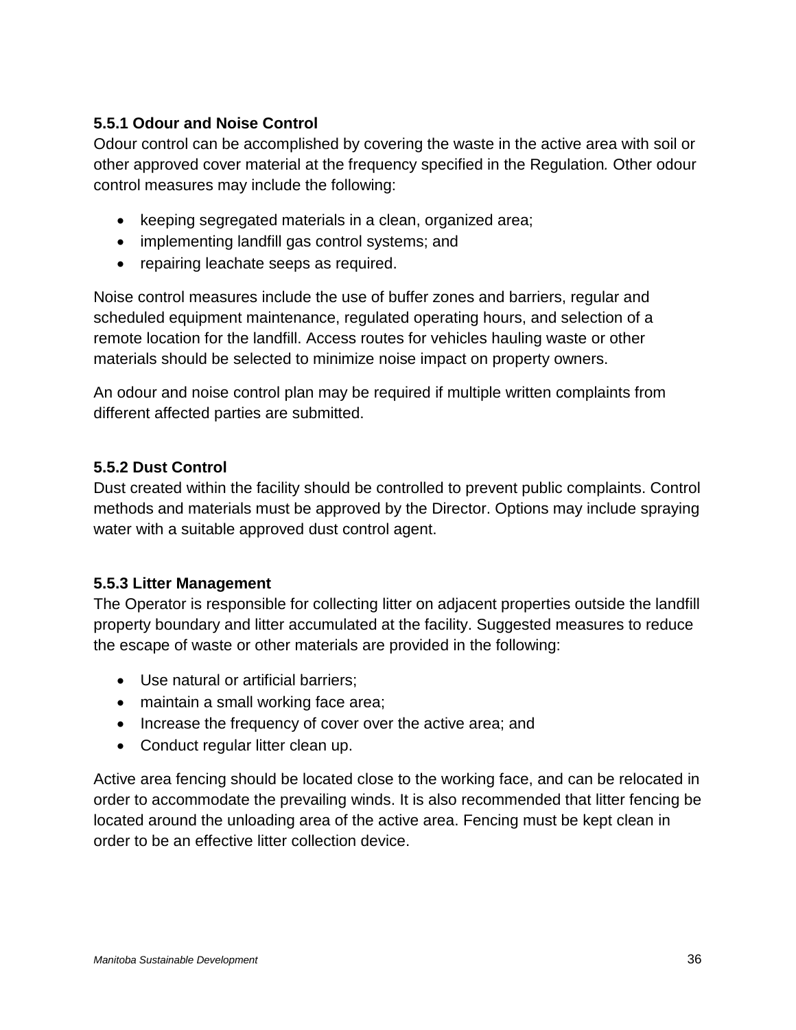### 5.5.1 Odour and Noise Control

Odour control can be accomplished by covering the waste in the active area with soil or other approved cover material at the frequency specified in the Regulation*.* Other odour control measures may include the following:

- keeping segregated materials in a clean, organized area;
- implementing landfill gas control systems; and
- repairing leachate seeps as required.

Noise control measures include the use of buffer zones and barriers, regular and scheduled equipment maintenance, regulated operating hours, and selection of a remote location for the landfill. Access routes for vehicles hauling waste or other materials should be selected to minimize noise impact on property owners.

An odour and noise control plan may be required if multiple written complaints from different affected parties are submitted.

### 5.5.2 Dust Control

Dust created within the facility should be controlled to prevent public complaints. Control methods and materials must be approved by the Director. Options may include spraying water with a suitable approved dust control agent.

### 5.5.3 Litter Management

The Operator is responsible for collecting litter on adjacent properties outside the landfill property boundary and litter accumulated at the facility. Suggested measures to reduce the escape of waste or other materials are provided in the following:

- Use natural or artificial barriers;
- maintain a small working face area;
- Increase the frequency of cover over the active area; and
- Conduct regular litter clean up.

Active area fencing should be located close to the working face, and can be relocated in order to accommodate the prevailing winds. It is also recommended that litter fencing be located around the unloading area of the active area. Fencing must be kept clean in order to be an effective litter collection device.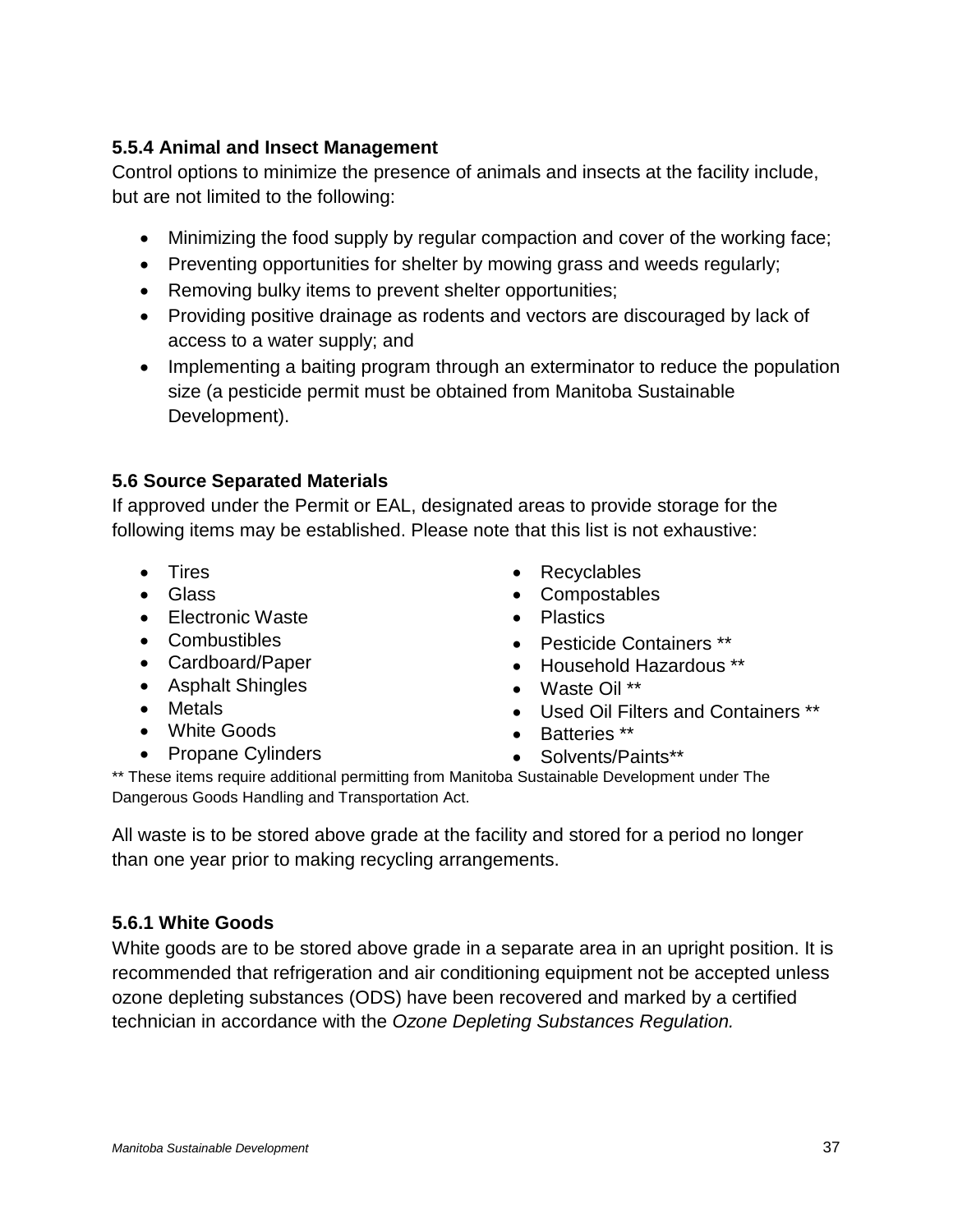### 5.5.4 Animal and Insect Management

Control options to minimize the presence of animals and insects at the facility include, but are not limited to the following:

- Minimizing the food supply by regular compaction and cover of the working face;
- Preventing opportunities for shelter by mowing grass and weeds regularly;
- Removing bulky items to prevent shelter opportunities;
- Providing positive drainage as rodents and vectors are discouraged by lack of access to a water supply; and
- Implementing a baiting program through an exterminator to reduce the population size (a pesticide permit must be obtained from Manitoba Sustainable Development).

### 5.6 Source Separated Materials

If approved under the Permit or EAL, designated areas to provide storage for the following items may be established. Please note that this list is not exhaustive:

- Tires
- Glass
- Electronic Waste
- Combustibles
- Cardboard/Paper
- Asphalt Shingles
- Metals
- White Goods
- Propane Cylinders
- Recyclables
- Compostables
- Plastics
- Pesticide Containers **
- Household Hazardous **
- Waste Oil **
- Used Oil Filters and Containers **
- Batteries **
- Solvents/Paints**

** These items require additional permitting from Manitoba Sustainable Development under The Dangerous Goods Handling and Transportation Act.

All waste is to be stored above grade at the facility and stored for a period no longer than one year prior to making recycling arrangements.

### 5.6.1 White Goods

White goods are to be stored above grade in a separate area in an upright position. It is recommended that refrigeration and air conditioning equipment not be accepted unless ozone depleting substances (ODS) have been recovered and marked by a certified technician in accordance with the *Ozone Depleting Substances Regulation.*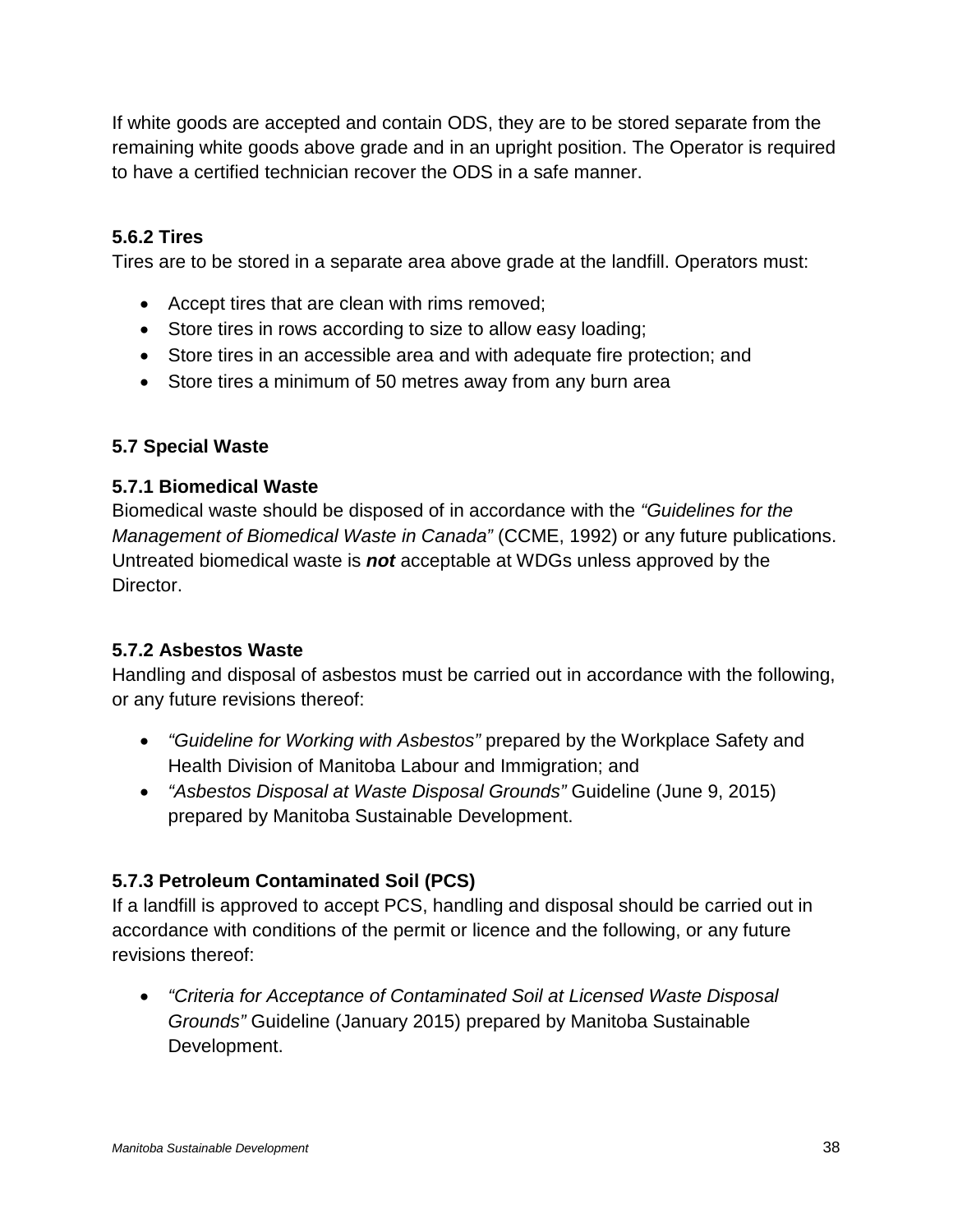If white goods are accepted and contain ODS, they are to be stored separate from the remaining white goods above grade and in an upright position. The Operator is required to have a certified technician recover the ODS in a safe manner.

### 5.6.2 Tires

Tires are to be stored in a separate area above grade at the landfill. Operators must:

- Accept tires that are clean with rims removed;
- Store tires in rows according to size to allow easy loading;
- Store tires in an accessible area and with adequate fire protection; and
- Store tires a minimum of 50 metres away from any burn area

## 5.7 Special Waste

### 5.7.1 Biomedical Waste

Biomedical waste should be disposed of in accordance with the *"Guidelines for the Management of Biomedical Waste in Canada"* (CCME, 1992) or any future publications. Untreated biomedical waste is ***not*** acceptable at WDGs unless approved by the Director.

### 5.7.2 Asbestos Waste

Handling and disposal of asbestos must be carried out in accordance with the following, or any future revisions thereof:

- *"Guideline for Working with Asbestos"* prepared by the Workplace Safety and Health Division of Manitoba Labour and Immigration; and
- *"Asbestos Disposal at Waste Disposal Grounds"* Guideline (June 9, 2015) prepared by Manitoba Sustainable Development.

### 5.7.3 Petroleum Contaminated Soil (PCS)

If a landfill is approved to accept PCS, handling and disposal should be carried out in accordance with conditions of the permit or licence and the following, or any future revisions thereof:

- *"Criteria for Acceptance of Contaminated Soil at Licensed Waste Disposal Grounds"* Guideline (January 2015) prepared by Manitoba Sustainable Development.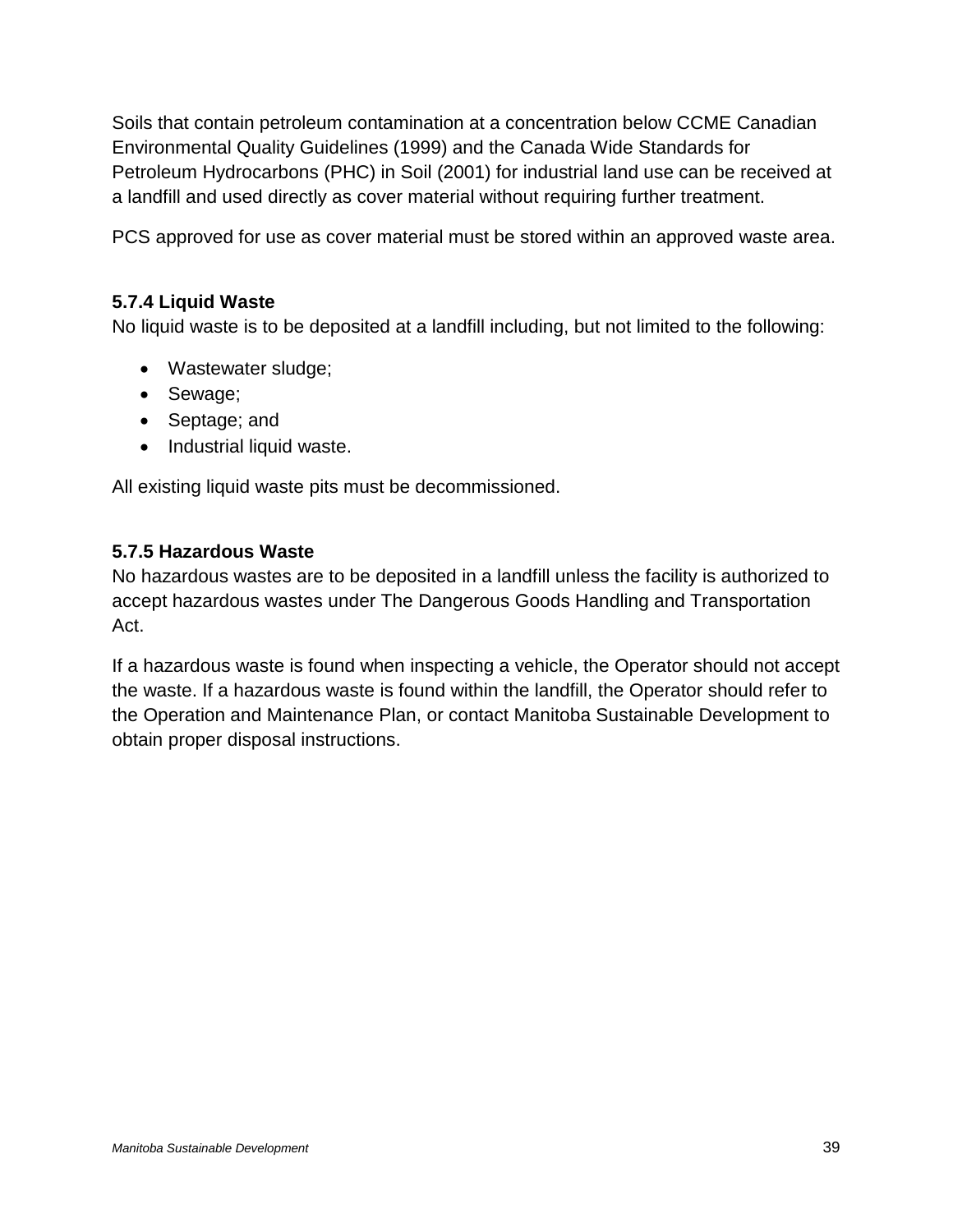Soils that contain petroleum contamination at a concentration below CCME Canadian Environmental Quality Guidelines (1999) and the Canada Wide Standards for Petroleum Hydrocarbons (PHC) in Soil (2001) for industrial land use can be received at a landfill and used directly as cover material without requiring further treatment.

PCS approved for use as cover material must be stored within an approved waste area.

#### 5.7.4 Liquid Waste

No liquid waste is to be deposited at a landfill including, but not limited to the following:

- Wastewater sludge;
- Sewage;
- Septage; and
- Industrial liquid waste.

All existing liquid waste pits must be decommissioned.

#### 5.7.5 Hazardous Waste

No hazardous wastes are to be deposited in a landfill unless the facility is authorized to accept hazardous wastes under The Dangerous Goods Handling and Transportation Act.

If a hazardous waste is found when inspecting a vehicle, the Operator should not accept the waste. If a hazardous waste is found within the landfill, the Operator should refer to the Operation and Maintenance Plan, or contact Manitoba Sustainable Development to obtain proper disposal instructions.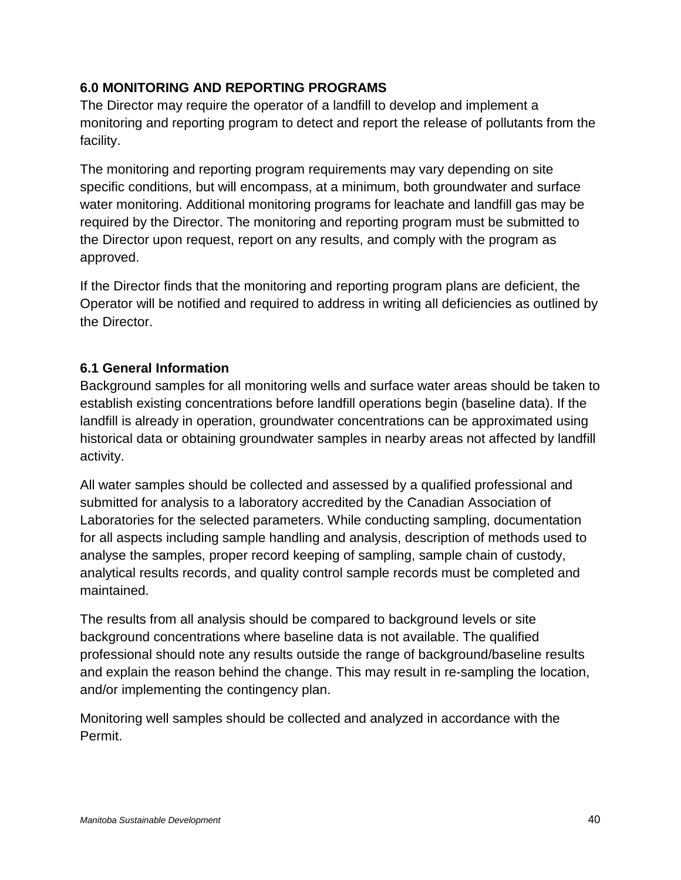## 6.0 MONITORING AND REPORTING PROGRAMS

The Director may require the operator of a landfill to develop and implement a monitoring and reporting program to detect and report the release of pollutants from the facility.

The monitoring and reporting program requirements may vary depending on site specific conditions, but will encompass, at a minimum, both groundwater and surface water monitoring. Additional monitoring programs for leachate and landfill gas may be required by the Director. The monitoring and reporting program must be submitted to the Director upon request, report on any results, and comply with the program as approved.

If the Director finds that the monitoring and reporting program plans are deficient, the Operator will be notified and required to address in writing all deficiencies as outlined by the Director.

### 6.1 General Information

Background samples for all monitoring wells and surface water areas should be taken to establish existing concentrations before landfill operations begin (baseline data). If the landfill is already in operation, groundwater concentrations can be approximated using historical data or obtaining groundwater samples in nearby areas not affected by landfill activity.

All water samples should be collected and assessed by a qualified professional and submitted for analysis to a laboratory accredited by the Canadian Association of Laboratories for the selected parameters. While conducting sampling, documentation for all aspects including sample handling and analysis, description of methods used to analyse the samples, proper record keeping of sampling, sample chain of custody, analytical results records, and quality control sample records must be completed and maintained.

The results from all analysis should be compared to background levels or site background concentrations where baseline data is not available. The qualified professional should note any results outside the range of background/baseline results and explain the reason behind the change. This may result in re-sampling the location, and/or implementing the contingency plan.

Monitoring well samples should be collected and analyzed in accordance with the Permit.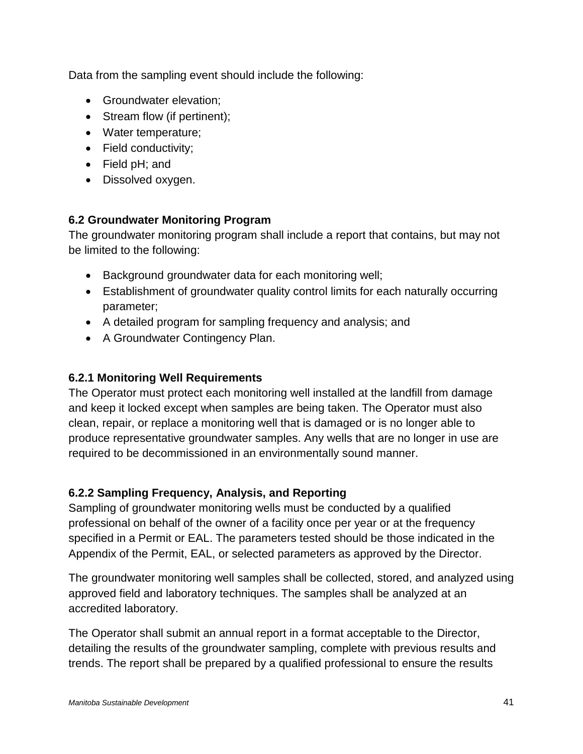Data from the sampling event should include the following:

- Groundwater elevation;
- Stream flow (if pertinent);
- Water temperature;
- Field conductivity;
- Field pH; and
- Dissolved oxygen.

### 6.2 Groundwater Monitoring Program

The groundwater monitoring program shall include a report that contains, but may not be limited to the following:

- Background groundwater data for each monitoring well;
- Establishment of groundwater quality control limits for each naturally occurring parameter;
- A detailed program for sampling frequency and analysis; and
- A Groundwater Contingency Plan.

#### 6.2.1 Monitoring Well Requirements

The Operator must protect each monitoring well installed at the landfill from damage and keep it locked except when samples are being taken. The Operator must also clean, repair, or replace a monitoring well that is damaged or is no longer able to produce representative groundwater samples. Any wells that are no longer in use are required to be decommissioned in an environmentally sound manner.

#### 6.2.2 Sampling Frequency, Analysis, and Reporting

Sampling of groundwater monitoring wells must be conducted by a qualified professional on behalf of the owner of a facility once per year or at the frequency specified in a Permit or EAL. The parameters tested should be those indicated in the Appendix of the Permit, EAL, or selected parameters as approved by the Director.

The groundwater monitoring well samples shall be collected, stored, and analyzed using approved field and laboratory techniques. The samples shall be analyzed at an accredited laboratory.

The Operator shall submit an annual report in a format acceptable to the Director, detailing the results of the groundwater sampling, complete with previous results and trends. The report shall be prepared by a qualified professional to ensure the results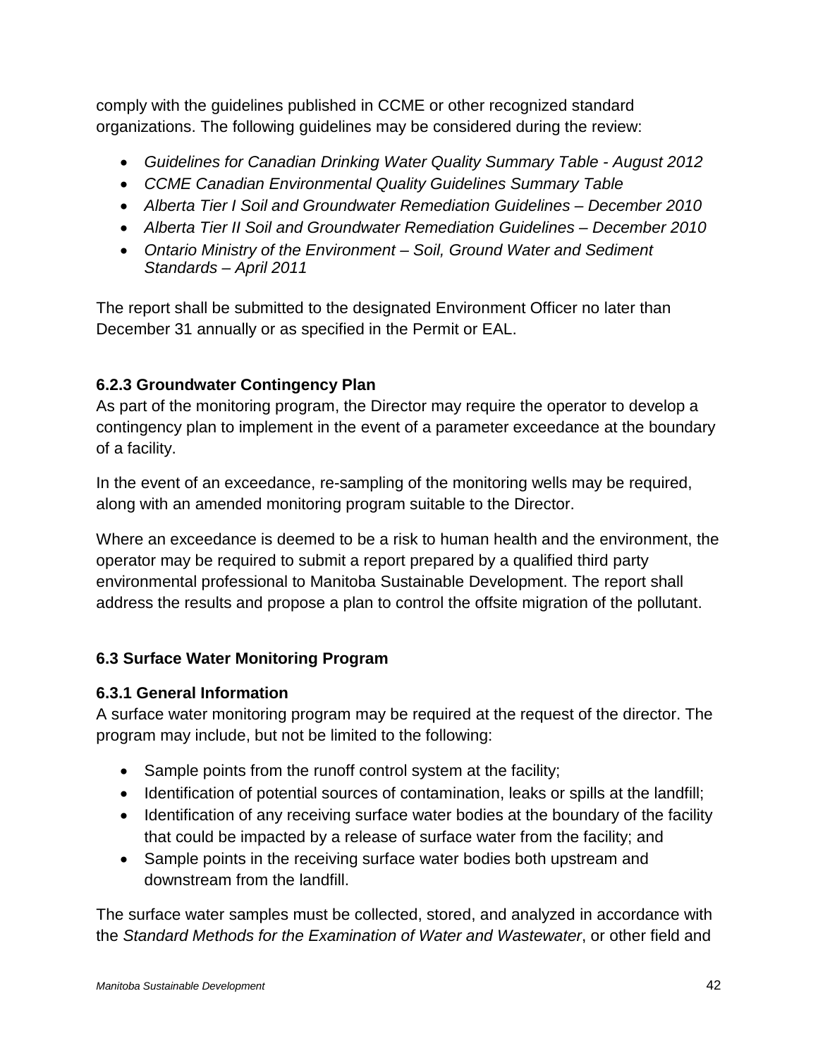comply with the guidelines published in CCME or other recognized standard organizations. The following guidelines may be considered during the review:

- *Guidelines for Canadian Drinking Water Quality Summary Table - August 2012*
- *CCME Canadian Environmental Quality Guidelines Summary Table*
- *Alberta Tier I Soil and Groundwater Remediation Guidelines – December 2010*
- *Alberta Tier II Soil and Groundwater Remediation Guidelines – December 2010*
- *Ontario Ministry of the Environment – Soil, Ground Water and Sediment Standards – April 2011*

The report shall be submitted to the designated Environment Officer no later than December 31 annually or as specified in the Permit or EAL.

### 6.2.3 Groundwater Contingency Plan

As part of the monitoring program, the Director may require the operator to develop a contingency plan to implement in the event of a parameter exceedance at the boundary of a facility.

In the event of an exceedance, re-sampling of the monitoring wells may be required, along with an amended monitoring program suitable to the Director.

Where an exceedance is deemed to be a risk to human health and the environment, the operator may be required to submit a report prepared by a qualified third party environmental professional to Manitoba Sustainable Development. The report shall address the results and propose a plan to control the offsite migration of the pollutant.

## 6.3 Surface Water Monitoring Program

### 6.3.1 General Information

A surface water monitoring program may be required at the request of the director. The program may include, but not be limited to the following:

- Sample points from the runoff control system at the facility;
- Identification of potential sources of contamination, leaks or spills at the landfill;
- Identification of any receiving surface water bodies at the boundary of the facility that could be impacted by a release of surface water from the facility; and
- Sample points in the receiving surface water bodies both upstream and downstream from the landfill.

The surface water samples must be collected, stored, and analyzed in accordance with the *Standard Methods for the Examination of Water and Wastewater*, or other field and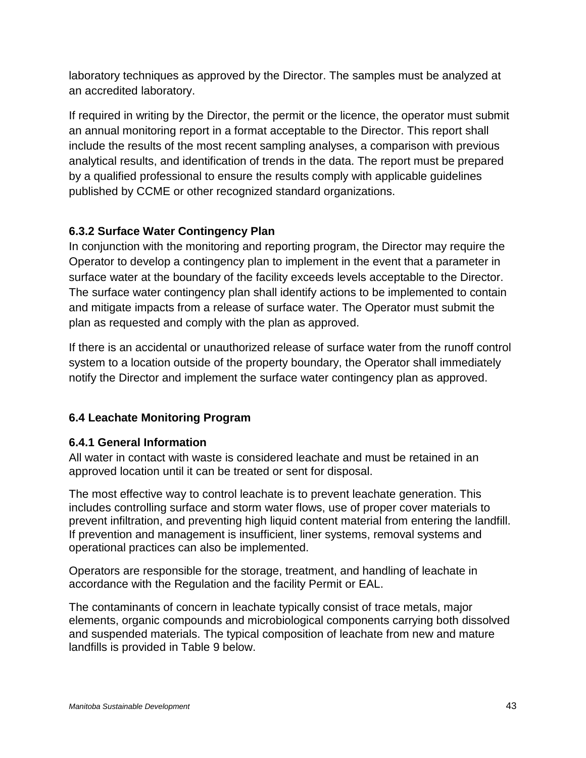laboratory techniques as approved by the Director. The samples must be analyzed at an accredited laboratory.

If required in writing by the Director, the permit or the licence, the operator must submit an annual monitoring report in a format acceptable to the Director. This report shall include the results of the most recent sampling analyses, a comparison with previous analytical results, and identification of trends in the data. The report must be prepared by a qualified professional to ensure the results comply with applicable guidelines published by CCME or other recognized standard organizations.

### 6.3.2 Surface Water Contingency Plan

In conjunction with the monitoring and reporting program, the Director may require the Operator to develop a contingency plan to implement in the event that a parameter in surface water at the boundary of the facility exceeds levels acceptable to the Director. The surface water contingency plan shall identify actions to be implemented to contain and mitigate impacts from a release of surface water. The Operator must submit the plan as requested and comply with the plan as approved.

If there is an accidental or unauthorized release of surface water from the runoff control system to a location outside of the property boundary, the Operator shall immediately notify the Director and implement the surface water contingency plan as approved.

## 6.4 Leachate Monitoring Program

### 6.4.1 General Information

All water in contact with waste is considered leachate and must be retained in an approved location until it can be treated or sent for disposal.

The most effective way to control leachate is to prevent leachate generation. This includes controlling surface and storm water flows, use of proper cover materials to prevent infiltration, and preventing high liquid content material from entering the landfill. If prevention and management is insufficient, liner systems, removal systems and operational practices can also be implemented.

Operators are responsible for the storage, treatment, and handling of leachate in accordance with the Regulation and the facility Permit or EAL.

The contaminants of concern in leachate typically consist of trace metals, major elements, organic compounds and microbiological components carrying both dissolved and suspended materials. The typical composition of leachate from new and mature landfills is provided in Table 9 below.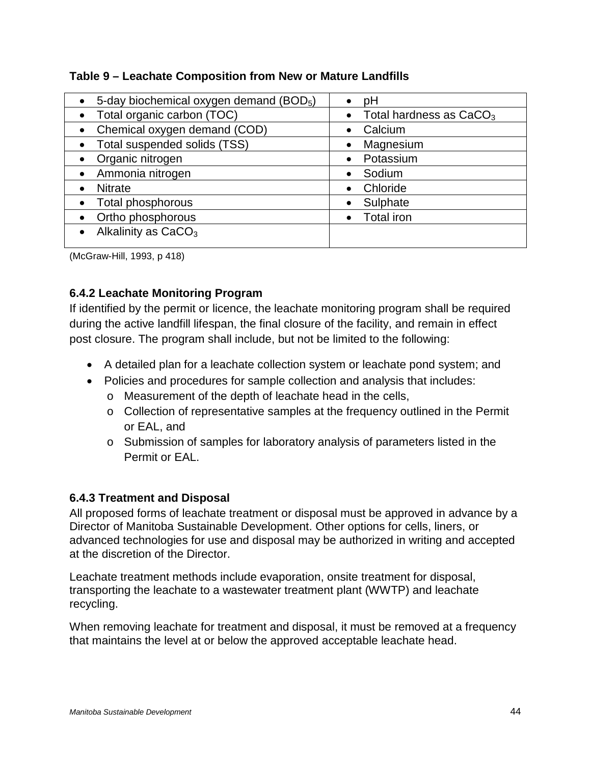**Table 9 – Leachate Composition from New or Mature Landfills**

| | |
|---|---|
| • 5-day biochemical oxygen demand ($BOD_5$) | • pH |
| • Total organic carbon (TOC) | • Total hardness as $CaCO_3$ |
| • Chemical oxygen demand (COD) | • Calcium |
| • Total suspended solids (TSS) | • Magnesium |
| • Organic nitrogen | • Potassium |
| • Ammonia nitrogen | • Sodium |
| • Nitrate | • Chloride |
| • Total phosphorous | • Sulphate |
| • Ortho phosphorous | • Total iron |
| • Alkalinity as $CaCO_3$ | |

(McGraw-Hill, 1993, p 418)

### 6.4.2 Leachate Monitoring Program

If identified by the permit or licence, the leachate monitoring program shall be required during the active landfill lifespan, the final closure of the facility, and remain in effect post closure. The program shall include, but not be limited to the following:

- A detailed plan for a leachate collection system or leachate pond system; and
- Policies and procedures for sample collection and analysis that includes:
  - Measurement of the depth of leachate head in the cells,
  - Collection of representative samples at the frequency outlined in the Permit or EAL, and
  - Submission of samples for laboratory analysis of parameters listed in the Permit or EAL.

### 6.4.3 Treatment and Disposal

All proposed forms of leachate treatment or disposal must be approved in advance by a Director of Manitoba Sustainable Development. Other options for cells, liners, or advanced technologies for use and disposal may be authorized in writing and accepted at the discretion of the Director.

Leachate treatment methods include evaporation, onsite treatment for disposal, transporting the leachate to a wastewater treatment plant (WWTP) and leachate recycling.

When removing leachate for treatment and disposal, it must be removed at a frequency that maintains the level at or below the approved acceptable leachate head.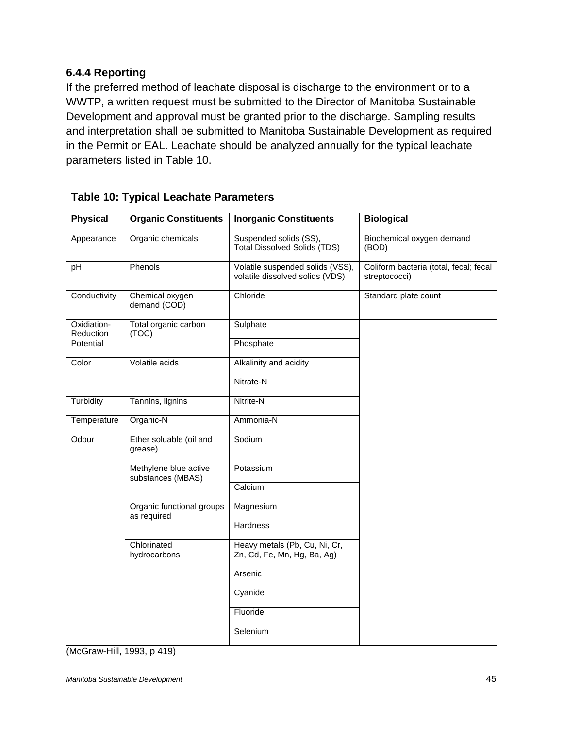### 6.4.4 Reporting

If the preferred method of leachate disposal is discharge to the environment or to a WWTP, a written request must be submitted to the Director of Manitoba Sustainable Development and approval must be granted prior to the discharge. Sampling results and interpretation shall be submitted to Manitoba Sustainable Development as required in the Permit or EAL. Leachate should be analyzed annually for the typical leachate parameters listed in Table 10.

**Table 10: Typical Leachate Parameters**

| Physical | Organic Constituents | Inorganic Constituents | Biological |
|---|---|---|---|
| Appearance | Organic chemicals | Suspended solids (SS), Total Dissolved Solids (TDS) | Biochemical oxygen demand (BOD) |
| pH | Phenols | Volatile suspended solids (VSS), volatile dissolved solids (VDS) | Coliform bacteria (total, fecal; fecal streptococci) |
| Conductivity | Chemical oxygen demand (COD) | Chloride | Standard plate count |
| Oxidiation-Reduction Potential | Total organic carbon (TOC) | Sulphate | |
| | | Phosphate | |
| Color | Volatile acids | Alkalinity and acidity | |
| | | Nitrate-N | |
| Turbidity | Tannins, lignins | Nitrite-N | |
| Temperature | Organic-N | Ammonia-N | |
| Odour | Ether soluable (oil and grease) | Sodium | |
| | Methylene blue active substances (MBAS) | Potassium | |
| | | Calcium | |
| | Organic functional groups as required | Magnesium | |
| | | Hardness | |
| | Chlorinated hydrocarbons | Heavy metals (Pb, Cu, Ni, Cr, Zn, Cd, Fe, Mn, Hg, Ba, Ag) | |
| | | Arsenic | |
| | | Cyanide | |
| | | Fluoride | |
| | | Selenium | |

(McGraw-Hill, 1993, p 419)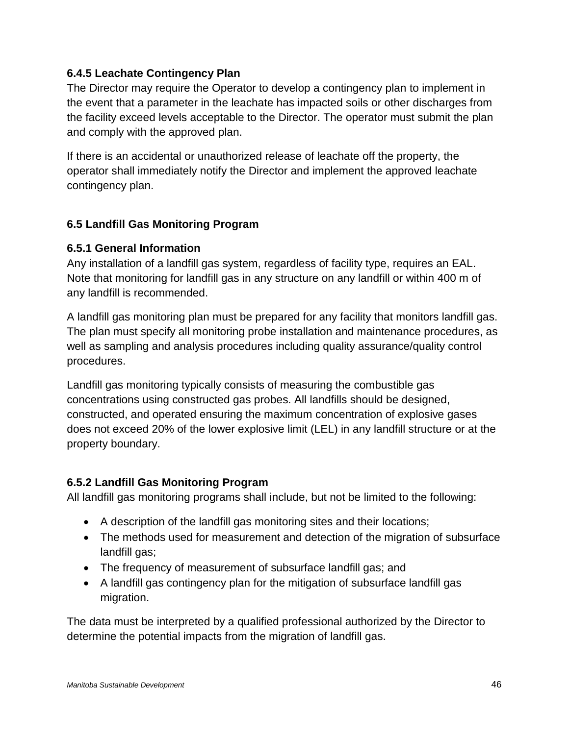### 6.4.5 Leachate Contingency Plan

The Director may require the Operator to develop a contingency plan to implement in the event that a parameter in the leachate has impacted soils or other discharges from the facility exceed levels acceptable to the Director. The operator must submit the plan and comply with the approved plan.

If there is an accidental or unauthorized release of leachate off the property, the operator shall immediately notify the Director and implement the approved leachate contingency plan.

## 6.5 Landfill Gas Monitoring Program

### 6.5.1 General Information

Any installation of a landfill gas system, regardless of facility type, requires an EAL. Note that monitoring for landfill gas in any structure on any landfill or within 400 m of any landfill is recommended.

A landfill gas monitoring plan must be prepared for any facility that monitors landfill gas. The plan must specify all monitoring probe installation and maintenance procedures, as well as sampling and analysis procedures including quality assurance/quality control procedures.

Landfill gas monitoring typically consists of measuring the combustible gas concentrations using constructed gas probes. All landfills should be designed, constructed, and operated ensuring the maximum concentration of explosive gases does not exceed 20% of the lower explosive limit (LEL) in any landfill structure or at the property boundary.

### 6.5.2 Landfill Gas Monitoring Program

All landfill gas monitoring programs shall include, but not be limited to the following:

- A description of the landfill gas monitoring sites and their locations;
- The methods used for measurement and detection of the migration of subsurface landfill gas;
- The frequency of measurement of subsurface landfill gas; and
- A landfill gas contingency plan for the mitigation of subsurface landfill gas migration.

The data must be interpreted by a qualified professional authorized by the Director to determine the potential impacts from the migration of landfill gas.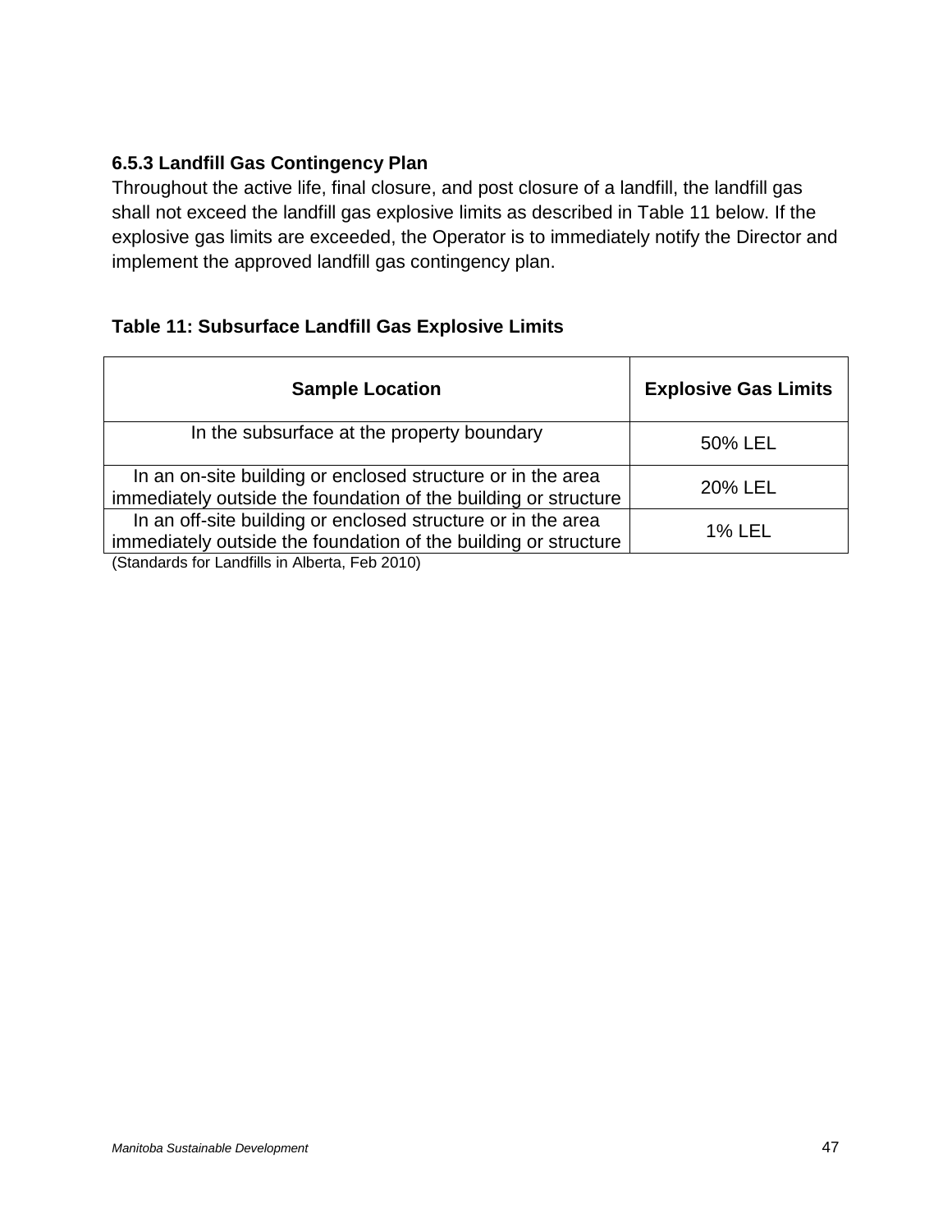### 6.5.3 Landfill Gas Contingency Plan

Throughout the active life, final closure, and post closure of a landfill, the landfill gas shall not exceed the landfill gas explosive limits as described in Table 11 below. If the explosive gas limits are exceeded, the Operator is to immediately notify the Director and implement the approved landfill gas contingency plan.

**Table 11: Subsurface Landfill Gas Explosive Limits**

| Sample Location | Explosive Gas Limits |
|---|---|
| In the subsurface at the property boundary | 50% LEL |
| In an on-site building or enclosed structure or in the area immediately outside the foundation of the building or structure | 20% LEL |
| In an off-site building or enclosed structure or in the area immediately outside the foundation of the building or structure | 1% LEL |

(Standards for Landfills in Alberta, Feb 2010)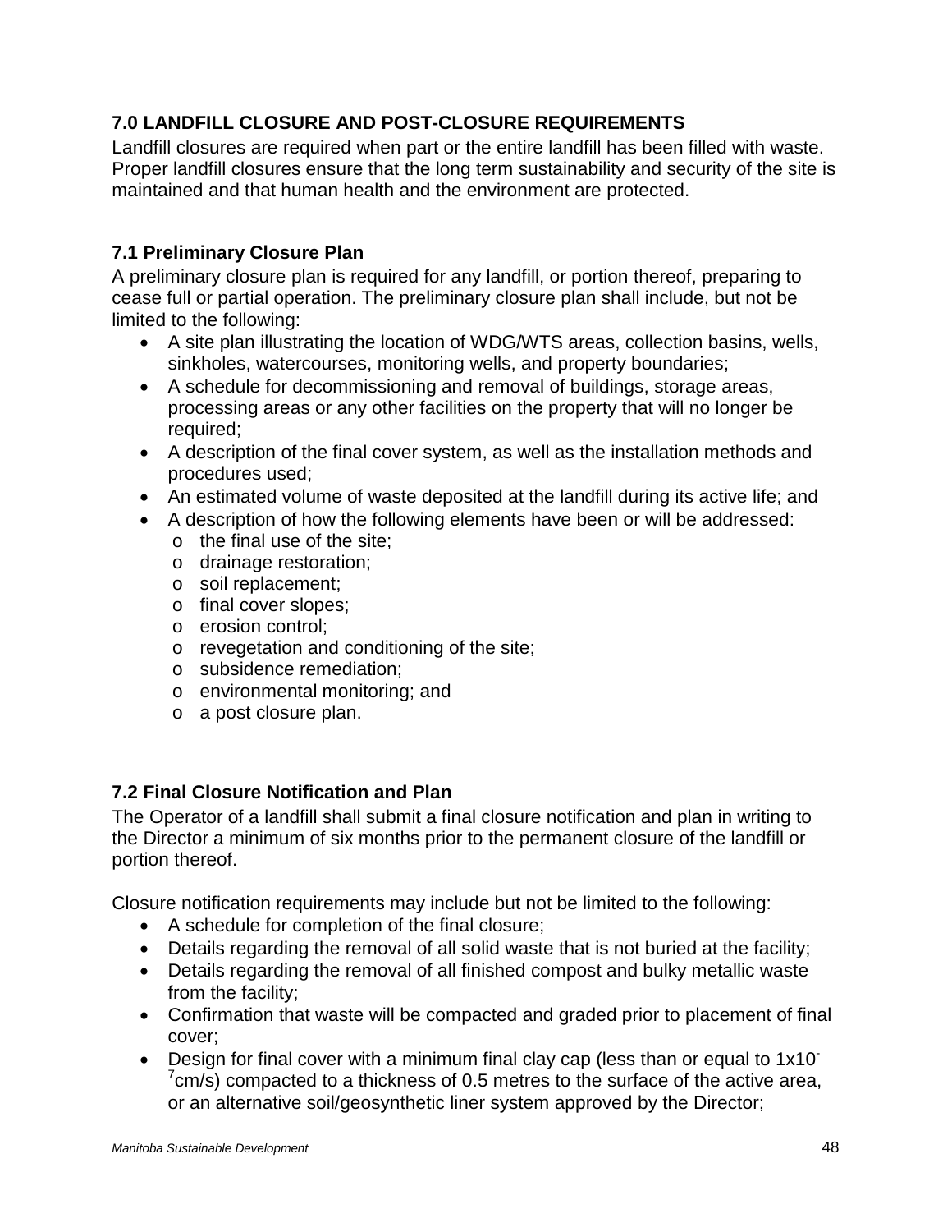## 7.0 LANDFILL CLOSURE AND POST-CLOSURE REQUIREMENTS

Landfill closures are required when part or the entire landfill has been filled with waste. Proper landfill closures ensure that the long term sustainability and security of the site is maintained and that human health and the environment are protected.

### 7.1 Preliminary Closure Plan

A preliminary closure plan is required for any landfill, or portion thereof, preparing to cease full or partial operation. The preliminary closure plan shall include, but not be limited to the following:

- A site plan illustrating the location of WDG/WTS areas, collection basins, wells, sinkholes, watercourses, monitoring wells, and property boundaries;
- A schedule for decommissioning and removal of buildings, storage areas, processing areas or any other facilities on the property that will no longer be required;
- A description of the final cover system, as well as the installation methods and procedures used;
- An estimated volume of waste deposited at the landfill during its active life; and
- A description of how the following elements have been or will be addressed:
  - the final use of the site;
  - drainage restoration;
  - soil replacement;
  - final cover slopes;
  - erosion control;
  - revegetation and conditioning of the site;
  - subsidence remediation;
  - environmental monitoring; and
  - a post closure plan.

### 7.2 Final Closure Notification and Plan

The Operator of a landfill shall submit a final closure notification and plan in writing to the Director a minimum of six months prior to the permanent closure of the landfill or portion thereof.

Closure notification requirements may include but not be limited to the following:

- A schedule for completion of the final closure;
- Details regarding the removal of all solid waste that is not buried at the facility;
- Details regarding the removal of all finished compost and bulky metallic waste from the facility;
- Confirmation that waste will be compacted and graded prior to placement of final cover;
- Design for final cover with a minimum final clay cap (less than or equal to $1x10^{-7}$cm/s) compacted to a thickness of 0.5 metres to the surface of the active area, or an alternative soil/geosynthetic liner system approved by the Director;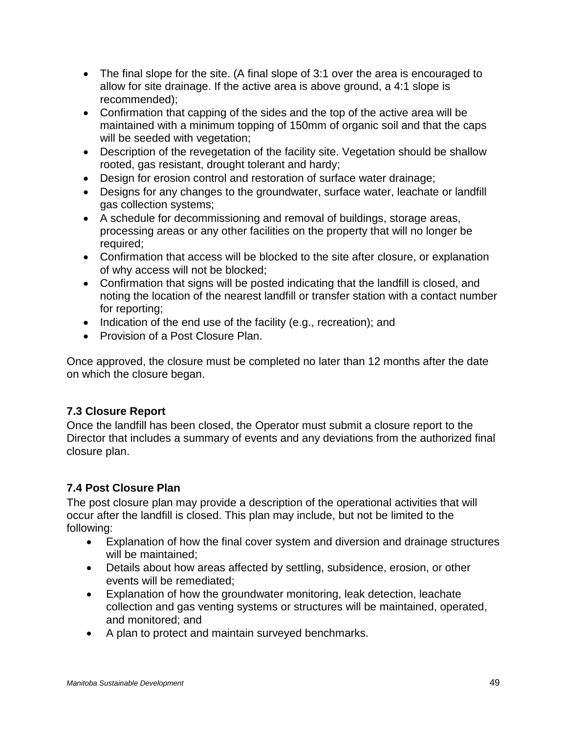- The final slope for the site. (A final slope of 3:1 over the area is encouraged to allow for site drainage. If the active area is above ground, a 4:1 slope is recommended);
- Confirmation that capping of the sides and the top of the active area will be maintained with a minimum topping of 150mm of organic soil and that the caps will be seeded with vegetation;
- Description of the revegetation of the facility site. Vegetation should be shallow rooted, gas resistant, drought tolerant and hardy;
- Design for erosion control and restoration of surface water drainage;
- Designs for any changes to the groundwater, surface water, leachate or landfill gas collection systems;
- A schedule for decommissioning and removal of buildings, storage areas, processing areas or any other facilities on the property that will no longer be required;
- Confirmation that access will be blocked to the site after closure, or explanation of why access will not be blocked;
- Confirmation that signs will be posted indicating that the landfill is closed, and noting the location of the nearest landfill or transfer station with a contact number for reporting;
- Indication of the end use of the facility (e.g., recreation); and
- Provision of a Post Closure Plan.

Once approved, the closure must be completed no later than 12 months after the date on which the closure began.

### 7.3 Closure Report

Once the landfill has been closed, the Operator must submit a closure report to the Director that includes a summary of events and any deviations from the authorized final closure plan.

### 7.4 Post Closure Plan

The post closure plan may provide a description of the operational activities that will occur after the landfill is closed. This plan may include, but not be limited to the following:

- Explanation of how the final cover system and diversion and drainage structures will be maintained;
- Details about how areas affected by settling, subsidence, erosion, or other events will be remediated;
- Explanation of how the groundwater monitoring, leak detection, leachate collection and gas venting systems or structures will be maintained, operated, and monitored; and
- A plan to protect and maintain surveyed benchmarks.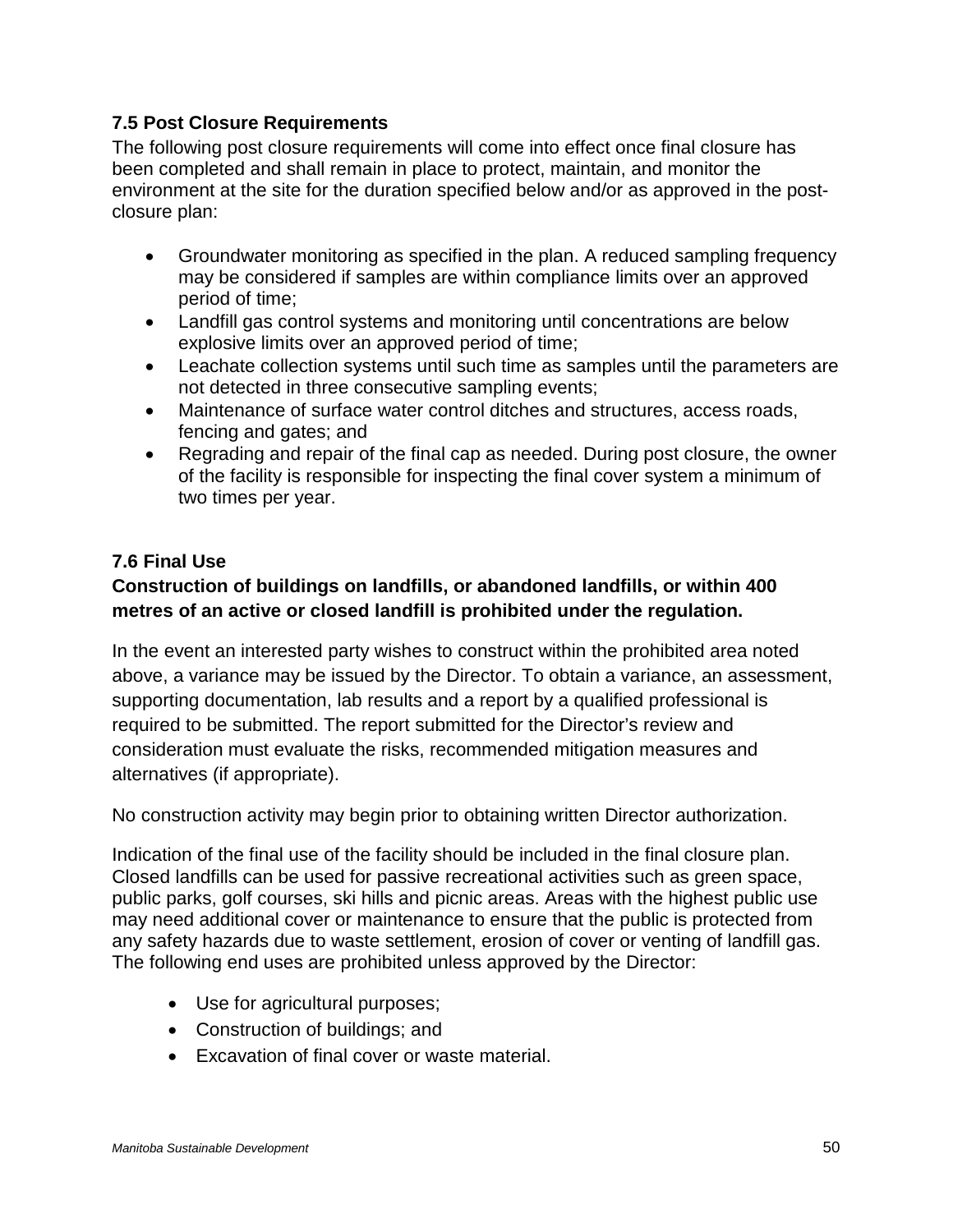### 7.5 Post Closure Requirements

The following post closure requirements will come into effect once final closure has been completed and shall remain in place to protect, maintain, and monitor the environment at the site for the duration specified below and/or as approved in the post-closure plan:

- Groundwater monitoring as specified in the plan. A reduced sampling frequency may be considered if samples are within compliance limits over an approved period of time;
- Landfill gas control systems and monitoring until concentrations are below explosive limits over an approved period of time;
- Leachate collection systems until such time as samples until the parameters are not detected in three consecutive sampling events;
- Maintenance of surface water control ditches and structures, access roads, fencing and gates; and
- Regrading and repair of the final cap as needed. During post closure, the owner of the facility is responsible for inspecting the final cover system a minimum of two times per year.

### 7.6 Final Use

**Construction of buildings on landfills, or abandoned landfills, or within 400 metres of an active or closed landfill is prohibited under the regulation.**

In the event an interested party wishes to construct within the prohibited area noted above, a variance may be issued by the Director. To obtain a variance, an assessment, supporting documentation, lab results and a report by a qualified professional is required to be submitted. The report submitted for the Director's review and consideration must evaluate the risks, recommended mitigation measures and alternatives (if appropriate).

No construction activity may begin prior to obtaining written Director authorization.

Indication of the final use of the facility should be included in the final closure plan. Closed landfills can be used for passive recreational activities such as green space, public parks, golf courses, ski hills and picnic areas. Areas with the highest public use may need additional cover or maintenance to ensure that the public is protected from any safety hazards due to waste settlement, erosion of cover or venting of landfill gas. The following end uses are prohibited unless approved by the Director:

- Use for agricultural purposes;
- Construction of buildings; and
- Excavation of final cover or waste material.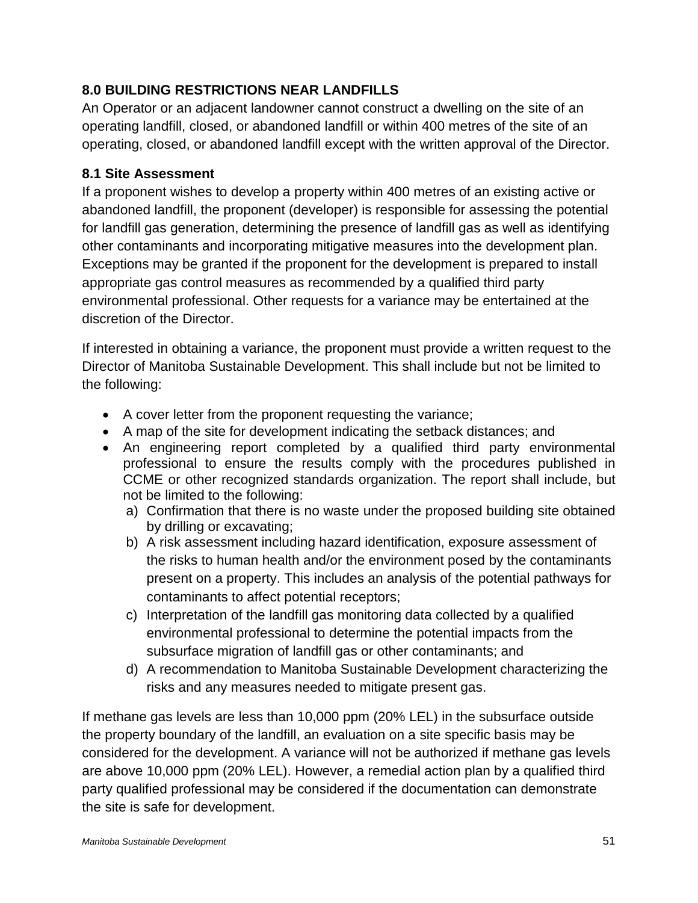## 8.0 BUILDING RESTRICTIONS NEAR LANDFILLS

An Operator or an adjacent landowner cannot construct a dwelling on the site of an operating landfill, closed, or abandoned landfill or within 400 metres of the site of an operating, closed, or abandoned landfill except with the written approval of the Director.

### 8.1 Site Assessment

If a proponent wishes to develop a property within 400 metres of an existing active or abandoned landfill, the proponent (developer) is responsible for assessing the potential for landfill gas generation, determining the presence of landfill gas as well as identifying other contaminants and incorporating mitigative measures into the development plan. Exceptions may be granted if the proponent for the development is prepared to install appropriate gas control measures as recommended by a qualified third party environmental professional. Other requests for a variance may be entertained at the discretion of the Director.

If interested in obtaining a variance, the proponent must provide a written request to the Director of Manitoba Sustainable Development. This shall include but not be limited to the following:

- A cover letter from the proponent requesting the variance;
- A map of the site for development indicating the setback distances; and
- An engineering report completed by a qualified third party environmental professional to ensure the results comply with the procedures published in CCME or other recognized standards organization. The report shall include, but not be limited to the following:
  a) Confirmation that there is no waste under the proposed building site obtained by drilling or excavating;
  b) A risk assessment including hazard identification, exposure assessment of the risks to human health and/or the environment posed by the contaminants present on a property. This includes an analysis of the potential pathways for contaminants to affect potential receptors;
  c) Interpretation of the landfill gas monitoring data collected by a qualified environmental professional to determine the potential impacts from the subsurface migration of landfill gas or other contaminants; and
  d) A recommendation to Manitoba Sustainable Development characterizing the risks and any measures needed to mitigate present gas.

If methane gas levels are less than 10,000 ppm (20% LEL) in the subsurface outside the property boundary of the landfill, an evaluation on a site specific basis may be considered for the development. A variance will not be authorized if methane gas levels are above 10,000 ppm (20% LEL). However, a remedial action plan by a qualified third party qualified professional may be considered if the documentation can demonstrate the site is safe for development.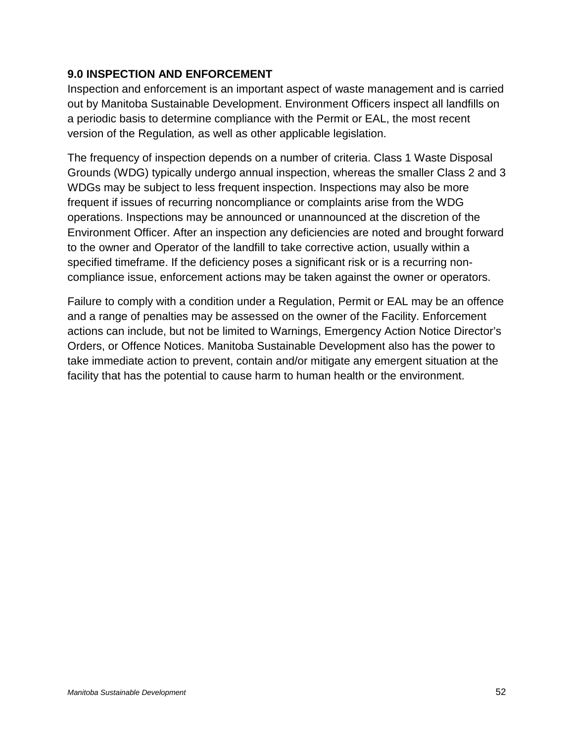## 9.0 INSPECTION AND ENFORCEMENT

Inspection and enforcement is an important aspect of waste management and is carried out by Manitoba Sustainable Development. Environment Officers inspect all landfills on a periodic basis to determine compliance with the Permit or EAL, the most recent version of the Regulation*,* as well as other applicable legislation.

The frequency of inspection depends on a number of criteria. Class 1 Waste Disposal Grounds (WDG) typically undergo annual inspection, whereas the smaller Class 2 and 3 WDGs may be subject to less frequent inspection. Inspections may also be more frequent if issues of recurring noncompliance or complaints arise from the WDG operations. Inspections may be announced or unannounced at the discretion of the Environment Officer. After an inspection any deficiencies are noted and brought forward to the owner and Operator of the landfill to take corrective action, usually within a specified timeframe. If the deficiency poses a significant risk or is a recurring non-compliance issue, enforcement actions may be taken against the owner or operators.

Failure to comply with a condition under a Regulation, Permit or EAL may be an offence and a range of penalties may be assessed on the owner of the Facility. Enforcement actions can include, but not be limited to Warnings, Emergency Action Notice Director's Orders, or Offence Notices. Manitoba Sustainable Development also has the power to take immediate action to prevent, contain and/or mitigate any emergent situation at the facility that has the potential to cause harm to human health or the environment.